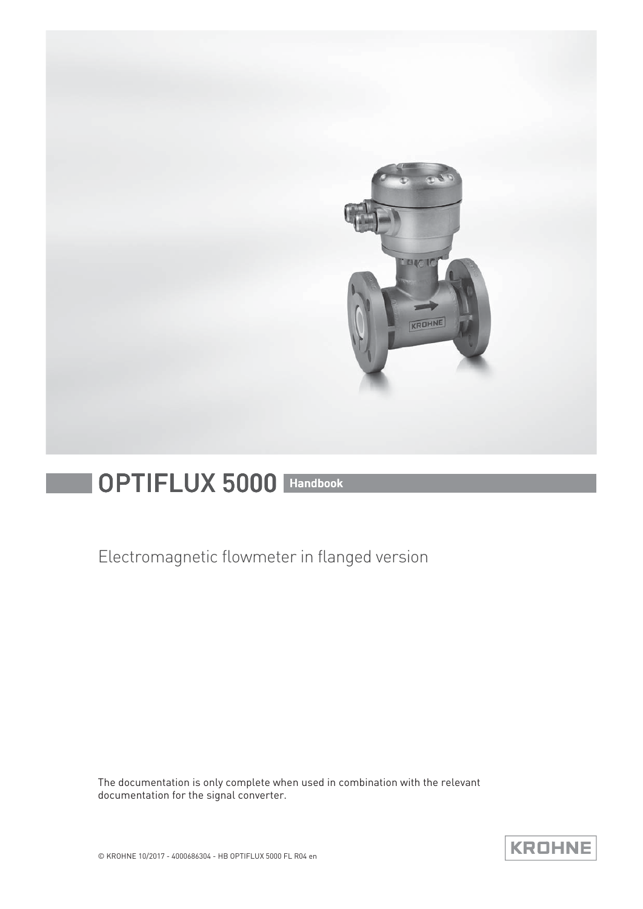# OPTIFLUX 5000 Handbook

Electromagnetic flowmeter in flanged version

The documentation is only complete when used in combination with the relevant documentation for the signal converter.

© KROHNE 10/2017 - 4000686304 - HB OPTIFLUX 5000 FL R04 en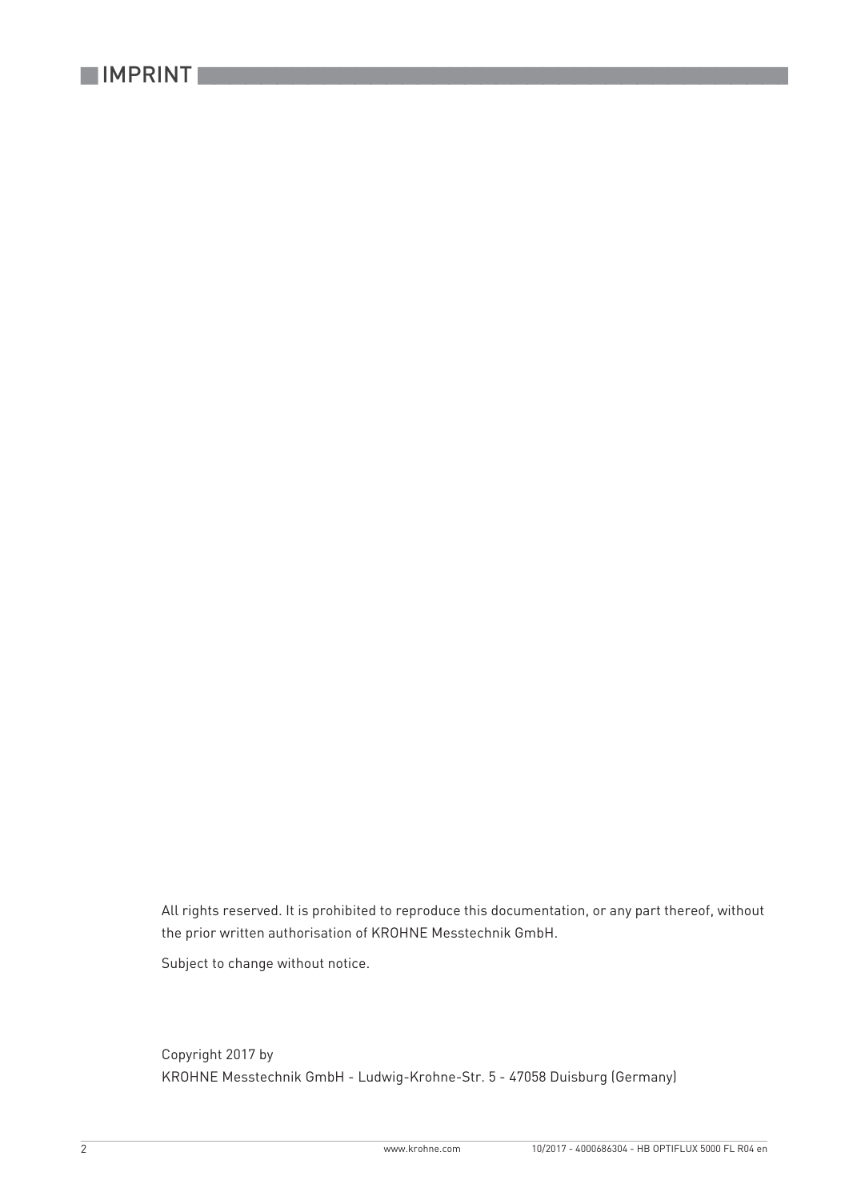# IMPRINT

All rights reserved. It is prohibited to reproduce this documentation, or any part thereof, without the prior written authorisation of KROHNE Messtechnik GmbH.

Subject to change without notice.

Copyright 2017 by
KROHNE Messtechnik GmbH - Ludwig-Krohne-Str. 5 - 47058 Duisburg (Germany)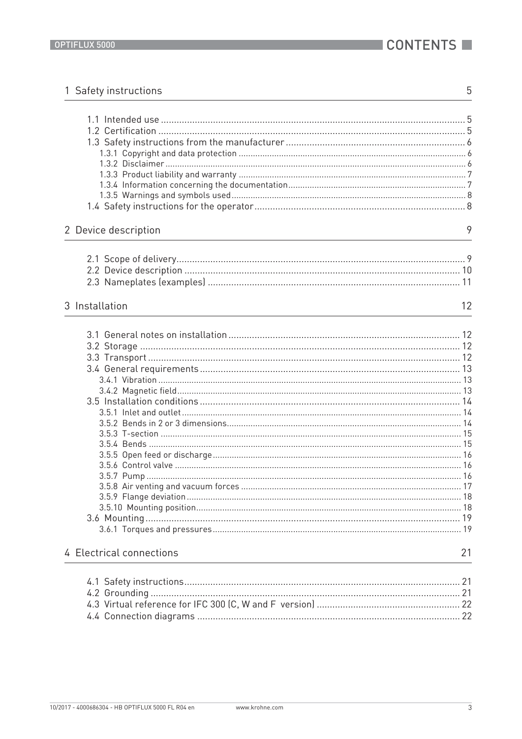# CONTENTS

## 1 Safety instructions 5

1.1 Intended use ..... 5
1.2 Certification ..... 5
1.3 Safety instructions from the manufacturer ..... 6
1.3.1 Copyright and data protection ..... 6
1.3.2 Disclaimer ..... 6
1.3.3 Product liability and warranty ..... 7
1.3.4 Information concerning the documentation ..... 7
1.3.5 Warnings and symbols used ..... 8
1.4 Safety instructions for the operator ..... 8

## 2 Device description 9

2.1 Scope of delivery ..... 9
2.2 Device description ..... 10
2.3 Nameplates (examples) ..... 11

## 3 Installation 12

3.1 General notes on installation ..... 12
3.2 Storage ..... 12
3.3 Transport ..... 12
3.4 General requirements ..... 13
3.4.1 Vibration ..... 13
3.4.2 Magnetic field ..... 13
3.5 Installation conditions ..... 14
3.5.1 Inlet and outlet ..... 14
3.5.2 Bends in 2 or 3 dimensions ..... 14
3.5.3 T-section ..... 15
3.5.4 Bends ..... 15
3.5.5 Open feed or discharge ..... 16
3.5.6 Control valve ..... 16
3.5.7 Pump ..... 16
3.5.8 Air venting and vacuum forces ..... 17
3.5.9 Flange deviation ..... 18
3.5.10 Mounting position ..... 18
3.6 Mounting ..... 19
3.6.1 Torques and pressures ..... 19

## 4 Electrical connections 21

4.1 Safety instructions ..... 21
4.2 Grounding ..... 21
4.3 Virtual reference for IFC 300 (C, W and F version) ..... 22
4.4 Connection diagrams ..... 22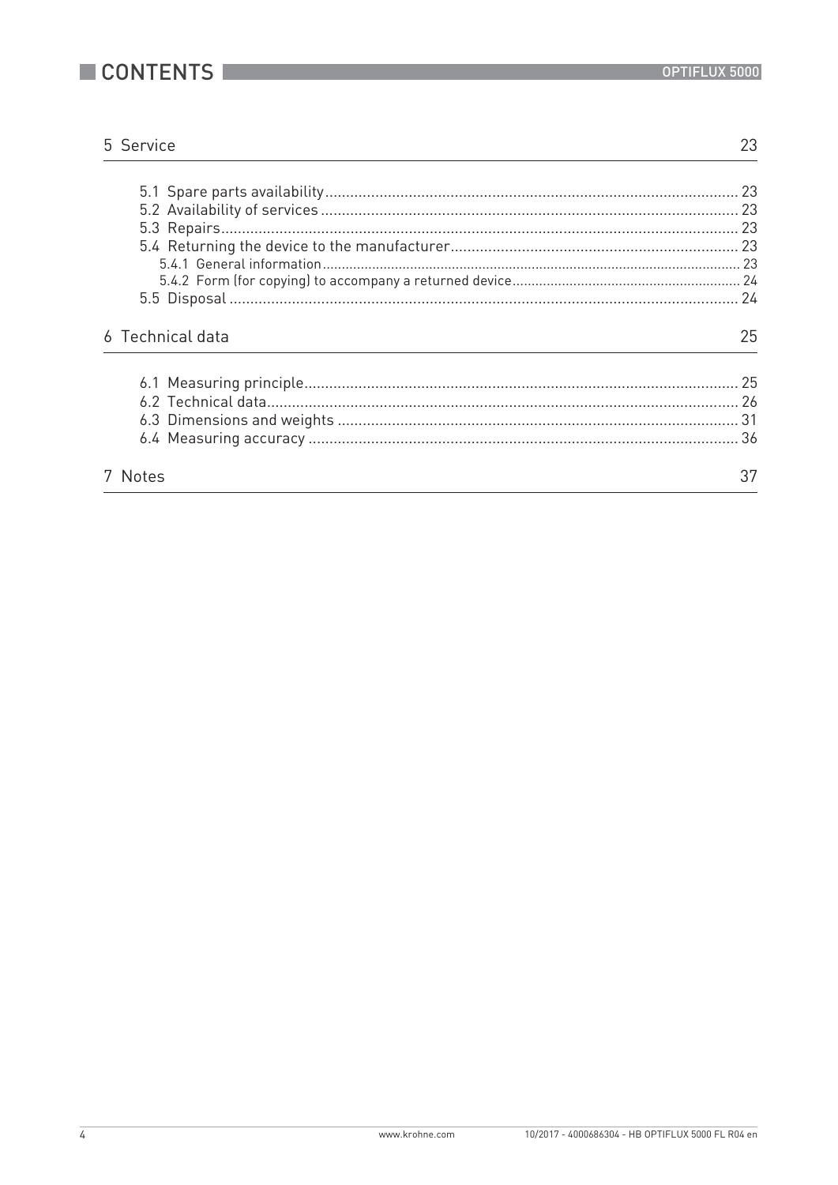| | |
|---|---|
| **5 Service** | **23** |
| 5.1 Spare parts availability | 23 |
| 5.2 Availability of services | 23 |
| 5.3 Repairs | 23 |
| 5.4 Returning the device to the manufacturer | 23 |
| 5.4.1 General information | 23 |
| 5.4.2 Form (for copying) to accompany a returned device | 24 |
| 5.5 Disposal | 24 |
| **6 Technical data** | **25** |
| 6.1 Measuring principle | 25 |
| 6.2 Technical data | 26 |
| 6.3 Dimensions and weights | 31 |
| 6.4 Measuring accuracy | 36 |
| **7 Notes** | **37** |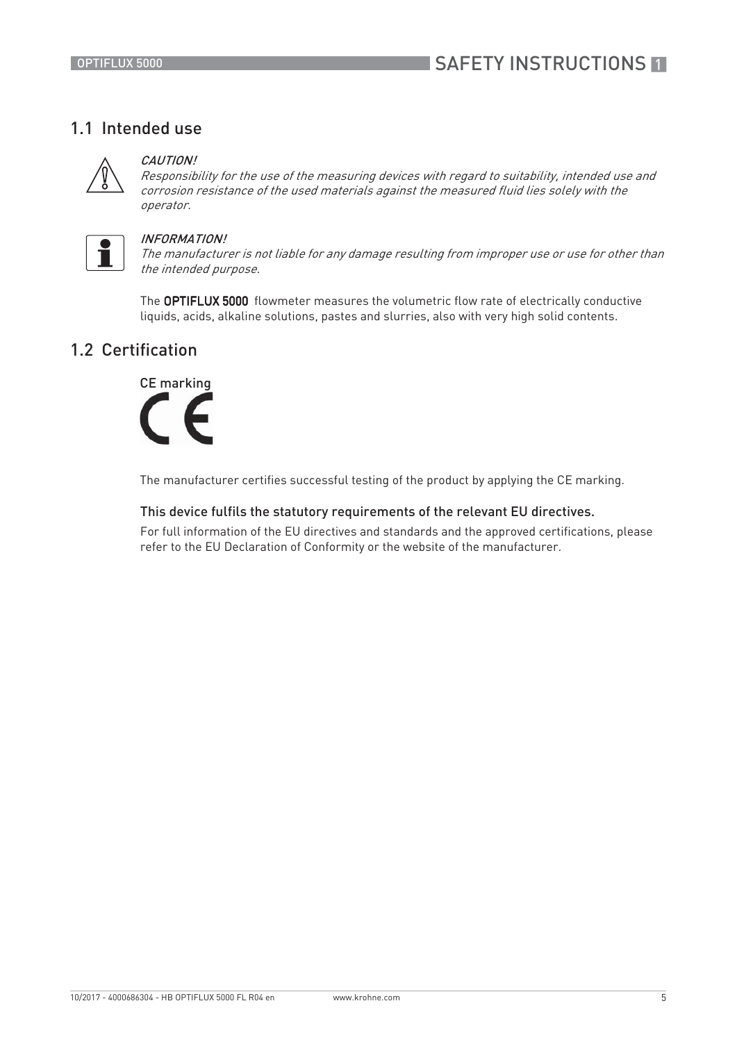## 1.1 Intended use

*CAUTION!*
*Responsibility for the use of the measuring devices with regard to suitability, intended use and corrosion resistance of the used materials against the measured fluid lies solely with the operator.*

*INFORMATION!*
*The manufacturer is not liable for any damage resulting from improper use or use for other than the intended purpose.*

The **OPTIFLUX 5000** flowmeter measures the volumetric flow rate of electrically conductive liquids, acids, alkaline solutions, pastes and slurries, also with very high solid contents.

## 1.2 Certification

CE marking

The manufacturer certifies successful testing of the product by applying the CE marking.

### This device fulfils the statutory requirements of the relevant EU directives.

For full information of the EU directives and standards and the approved certifications, please refer to the EU Declaration of Conformity or the website of the manufacturer.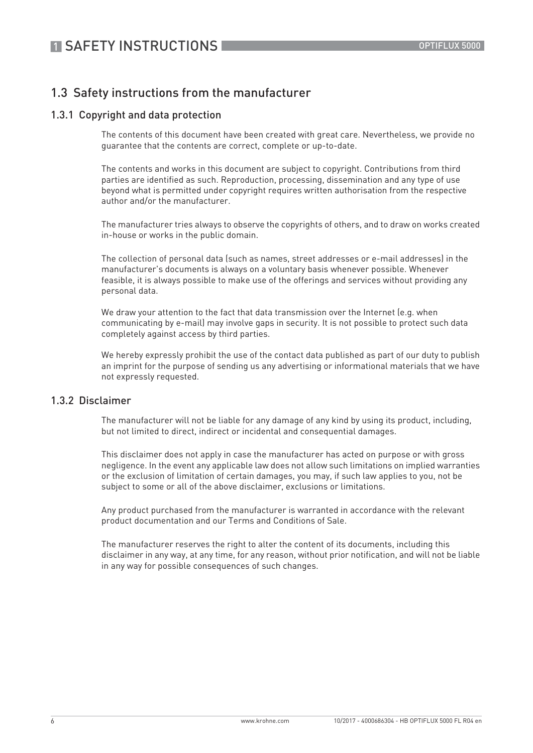## 1.3 Safety instructions from the manufacturer

### 1.3.1 Copyright and data protection

The contents of this document have been created with great care. Nevertheless, we provide no guarantee that the contents are correct, complete or up-to-date.

The contents and works in this document are subject to copyright. Contributions from third parties are identified as such. Reproduction, processing, dissemination and any type of use beyond what is permitted under copyright requires written authorisation from the respective author and/or the manufacturer.

The manufacturer tries always to observe the copyrights of others, and to draw on works created in-house or works in the public domain.

The collection of personal data (such as names, street addresses or e-mail addresses) in the manufacturer's documents is always on a voluntary basis whenever possible. Whenever feasible, it is always possible to make use of the offerings and services without providing any personal data.

We draw your attention to the fact that data transmission over the Internet (e.g. when communicating by e-mail) may involve gaps in security. It is not possible to protect such data completely against access by third parties.

We hereby expressly prohibit the use of the contact data published as part of our duty to publish an imprint for the purpose of sending us any advertising or informational materials that we have not expressly requested.

### 1.3.2 Disclaimer

The manufacturer will not be liable for any damage of any kind by using its product, including, but not limited to direct, indirect or incidental and consequential damages.

This disclaimer does not apply in case the manufacturer has acted on purpose or with gross negligence. In the event any applicable law does not allow such limitations on implied warranties or the exclusion of limitation of certain damages, you may, if such law applies to you, not be subject to some or all of the above disclaimer, exclusions or limitations.

Any product purchased from the manufacturer is warranted in accordance with the relevant product documentation and our Terms and Conditions of Sale.

The manufacturer reserves the right to alter the content of its documents, including this disclaimer in any way, at any time, for any reason, without prior notification, and will not be liable in any way for possible consequences of such changes.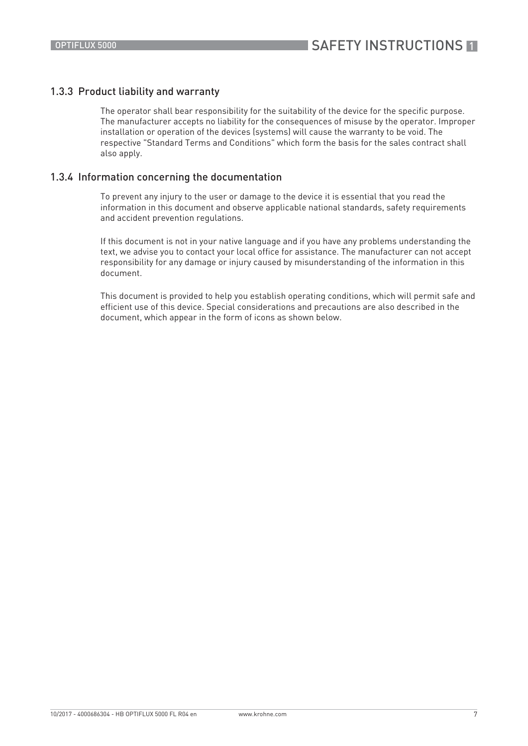### 1.3.3 Product liability and warranty

The operator shall bear responsibility for the suitability of the device for the specific purpose. The manufacturer accepts no liability for the consequences of misuse by the operator. Improper installation or operation of the devices (systems) will cause the warranty to be void. The respective "Standard Terms and Conditions" which form the basis for the sales contract shall also apply.

### 1.3.4 Information concerning the documentation

To prevent any injury to the user or damage to the device it is essential that you read the information in this document and observe applicable national standards, safety requirements and accident prevention regulations.

If this document is not in your native language and if you have any problems understanding the text, we advise you to contact your local office for assistance. The manufacturer can not accept responsibility for any damage or injury caused by misunderstanding of the information in this document.

This document is provided to help you establish operating conditions, which will permit safe and efficient use of this device. Special considerations and precautions are also described in the document, which appear in the form of icons as shown below.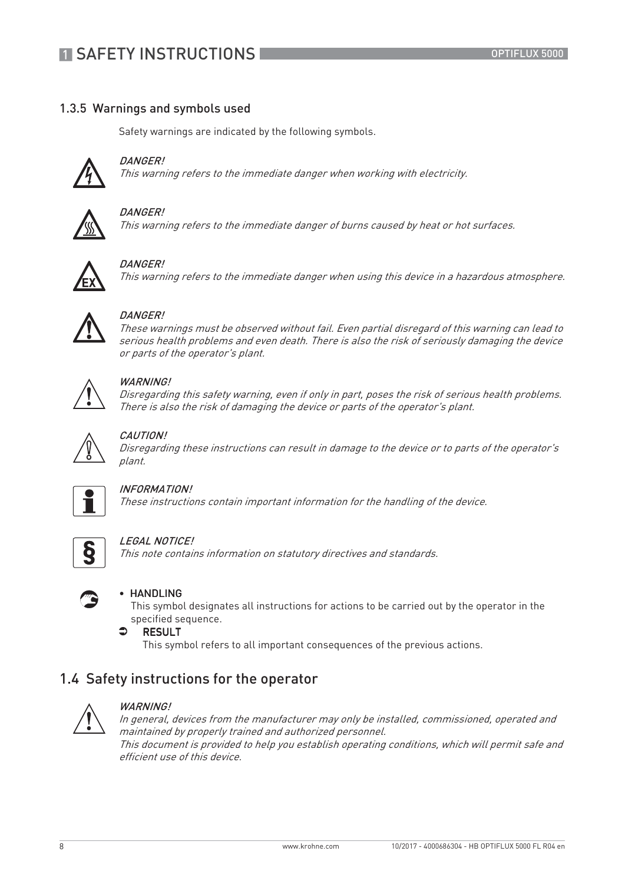### 1.3.5 Warnings and symbols used

Safety warnings are indicated by the following symbols.

*DANGER!*
*This warning refers to the immediate danger when working with electricity.*

*DANGER!*
*This warning refers to the immediate danger of burns caused by heat or hot surfaces.*

*DANGER!*
*This warning refers to the immediate danger when using this device in a hazardous atmosphere.*

*DANGER!*
*These warnings must be observed without fail. Even partial disregard of this warning can lead to serious health problems and even death. There is also the risk of seriously damaging the device or parts of the operator's plant.*

*WARNING!*
*Disregarding this safety warning, even if only in part, poses the risk of serious health problems. There is also the risk of damaging the device or parts of the operator's plant.*

*CAUTION!*
*Disregarding these instructions can result in damage to the device or to parts of the operator's plant.*

*INFORMATION!*
*These instructions contain important information for the handling of the device.*

*LEGAL NOTICE!*
*This note contains information on statutory directives and standards.*

- **HANDLING**
  This symbol designates all instructions for actions to be carried out by the operator in the specified sequence.
  - **RESULT**
    This symbol refers to all important consequences of the previous actions.

## 1.4 Safety instructions for the operator

*WARNING!*
*In general, devices from the manufacturer may only be installed, commissioned, operated and maintained by properly trained and authorized personnel.*
*This document is provided to help you establish operating conditions, which will permit safe and efficient use of this device.*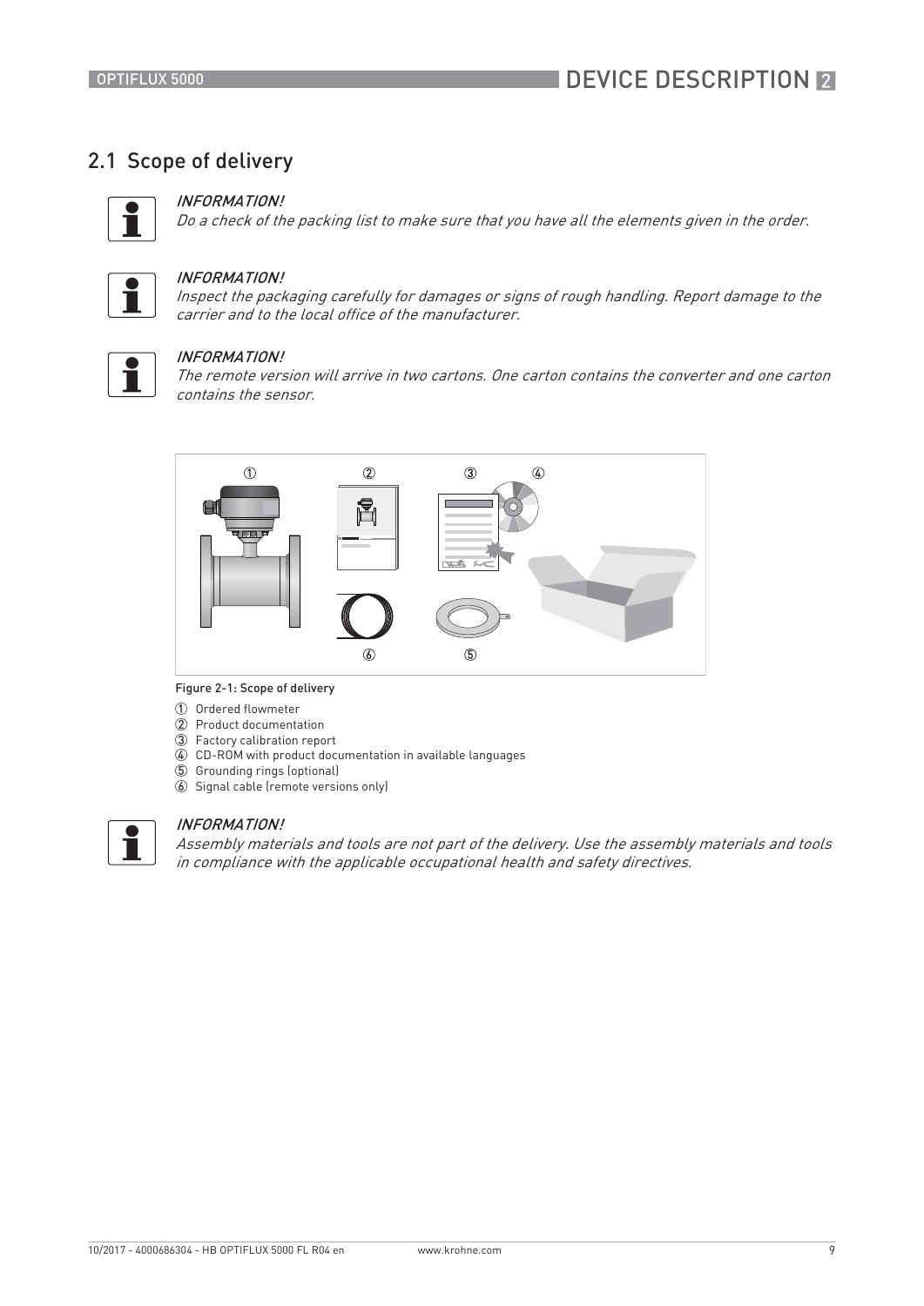## 2.1 Scope of delivery

*INFORMATION!*
*Do a check of the packing list to make sure that you have all the elements given in the order.*

*INFORMATION!*
*Inspect the packaging carefully for damages or signs of rough handling. Report damage to the carrier and to the local office of the manufacturer.*

*INFORMATION!*
*The remote version will arrive in two cartons. One carton contains the converter and one carton contains the sensor.*

Figure 2-1: Scope of delivery

1. Ordered flowmeter
2. Product documentation
3. Factory calibration report
4. CD-ROM with product documentation in available languages
5. Grounding rings (optional)
6. Signal cable (remote versions only)

*INFORMATION!*
*Assembly materials and tools are not part of the delivery. Use the assembly materials and tools in compliance with the applicable occupational health and safety directives.*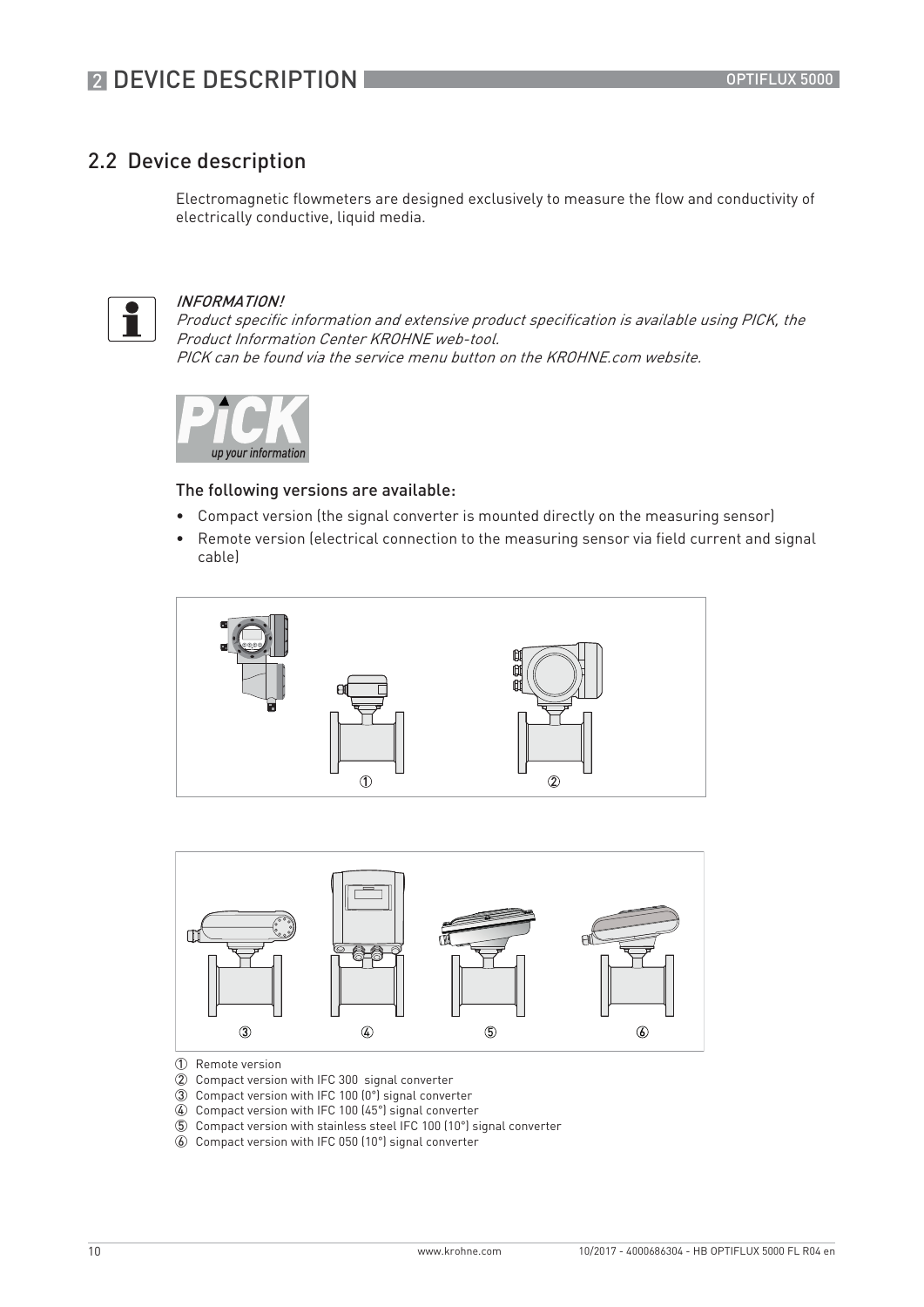## 2.2 Device description

Electromagnetic flowmeters are designed exclusively to measure the flow and conductivity of electrically conductive, liquid media.

***INFORMATION!***
*Product specific information and extensive product specification is available using PICK, the Product Information Center KROHNE web-tool.*
*PICK can be found via the service menu button on the KROHNE.com website.*

### The following versions are available:

- Compact version (the signal converter is mounted directly on the measuring sensor)
- Remote version (electrical connection to the measuring sensor via field current and signal cable)

① Remote version
② Compact version with IFC 300 signal converter
③ Compact version with IFC 100 (0°) signal converter
④ Compact version with IFC 100 (45°) signal converter
⑤ Compact version with stainless steel IFC 100 (10°) signal converter
⑥ Compact version with IFC 050 (10°) signal converter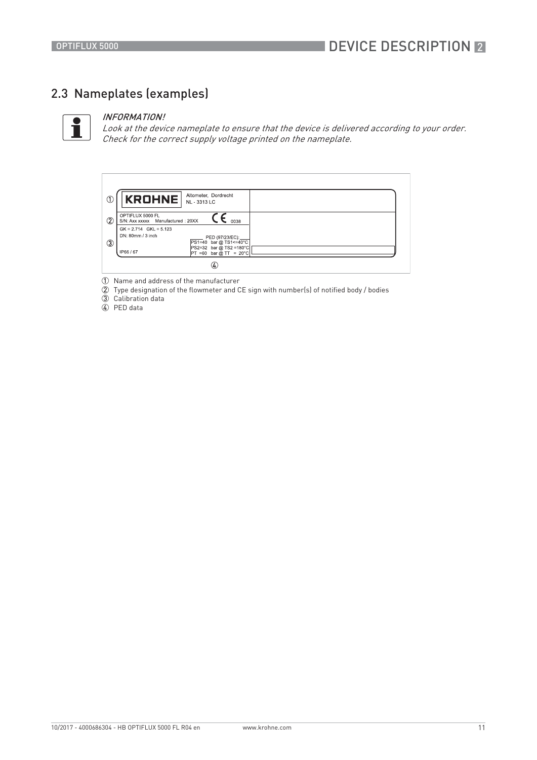## 2.3 Nameplates (examples)

*INFORMATION!*
*Look at the device nameplate to ensure that the device is delivered according to your order.*
*Check for the correct supply voltage printed on the nameplate.*

| | | | |
|---|---|---|---|
| ① | **KROHNE** | Altometer, Dordrecht<br>NL - 3313 LC | |
| ② | OPTIFLUX 5000 FL<br>S/N: Axx xxxxx Manufactured : 20XX | CE 0038 | |
| ③ | GK = 2.714 GKL = 5.123<br>DN: 80mm / 3 inch<br><br>IP66 / 67 | PED (97/23/EC):<br>PS1=40 bar @ TS1<=40°C<br>PS2=32 bar @ TS2 =180°C<br>PT =60 bar @ TT = 20°C | |
| | | ④ | |

① Name and address of the manufacturer
② Type designation of the flowmeter and CE sign with number(s) of notified body / bodies
③ Calibration data
④ PED data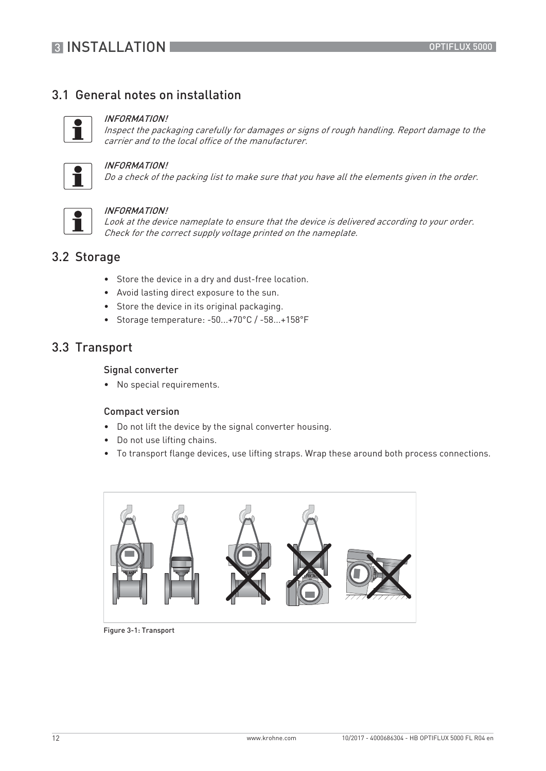## 3.1 General notes on installation

*INFORMATION!*
*Inspect the packaging carefully for damages or signs of rough handling. Report damage to the carrier and to the local office of the manufacturer.*

*INFORMATION!*
*Do a check of the packing list to make sure that you have all the elements given in the order.*

*INFORMATION!*
*Look at the device nameplate to ensure that the device is delivered according to your order. Check for the correct supply voltage printed on the nameplate.*

## 3.2 Storage

- Store the device in a dry and dust-free location.
- Avoid lasting direct exposure to the sun.
- Store the device in its original packaging.
- Storage temperature: -50...+70°C / -58...+158°F

## 3.3 Transport

### Signal converter

- No special requirements.

### Compact version

- Do not lift the device by the signal converter housing.
- Do not use lifting chains.
- To transport flange devices, use lifting straps. Wrap these around both process connections.

Figure 3-1: Transport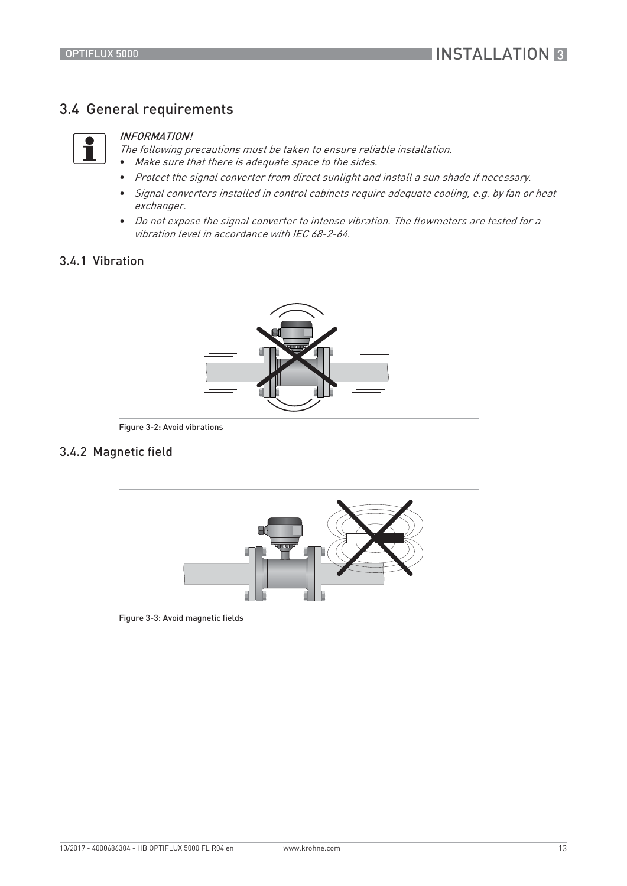## 3.4 General requirements

*INFORMATION!*

*The following precautions must be taken to ensure reliable installation.*

- *Make sure that there is adequate space to the sides.*
- *Protect the signal converter from direct sunlight and install a sun shade if necessary.*
- *Signal converters installed in control cabinets require adequate cooling, e.g. by fan or heat exchanger.*
- *Do not expose the signal converter to intense vibration. The flowmeters are tested for a vibration level in accordance with IEC 68-2-64.*

### 3.4.1 Vibration

Figure 3-2: Avoid vibrations

### 3.4.2 Magnetic field

Figure 3-3: Avoid magnetic fields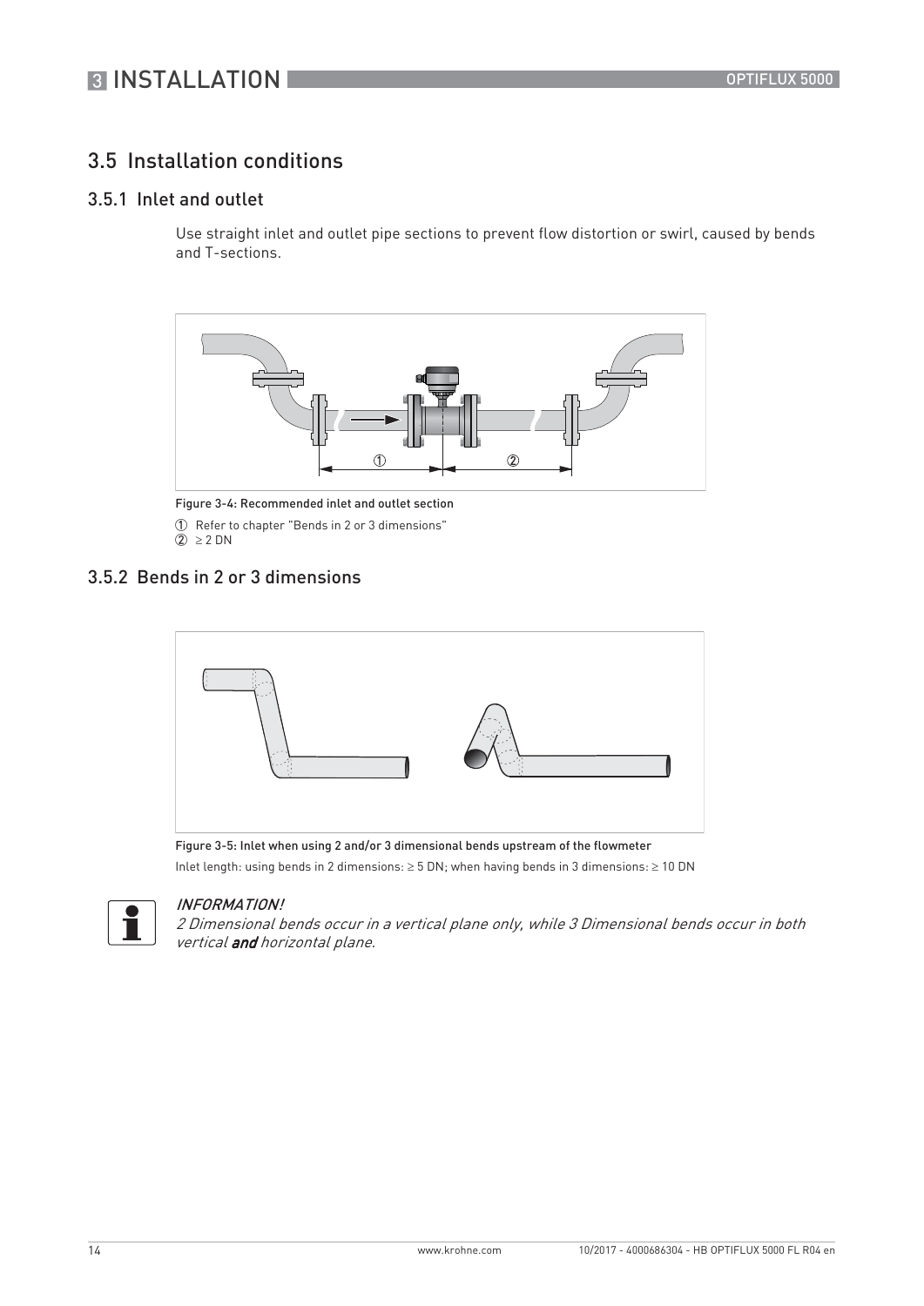## 3.5 Installation conditions

### 3.5.1 Inlet and outlet

Use straight inlet and outlet pipe sections to prevent flow distortion or swirl, caused by bends and T-sections.

Figure 3-4: Recommended inlet and outlet section

① Refer to chapter "Bends in 2 or 3 dimensions"
② ≥ 2 DN

### 3.5.2 Bends in 2 or 3 dimensions

Figure 3-5: Inlet when using 2 and/or 3 dimensional bends upstream of the flowmeter

Inlet length: using bends in 2 dimensions: ≥ 5 DN; when having bends in 3 dimensions: ≥ 10 DN

*INFORMATION!*
*2 Dimensional bends occur in a vertical plane only, while 3 Dimensional bends occur in both vertical* ***and*** *horizontal plane.*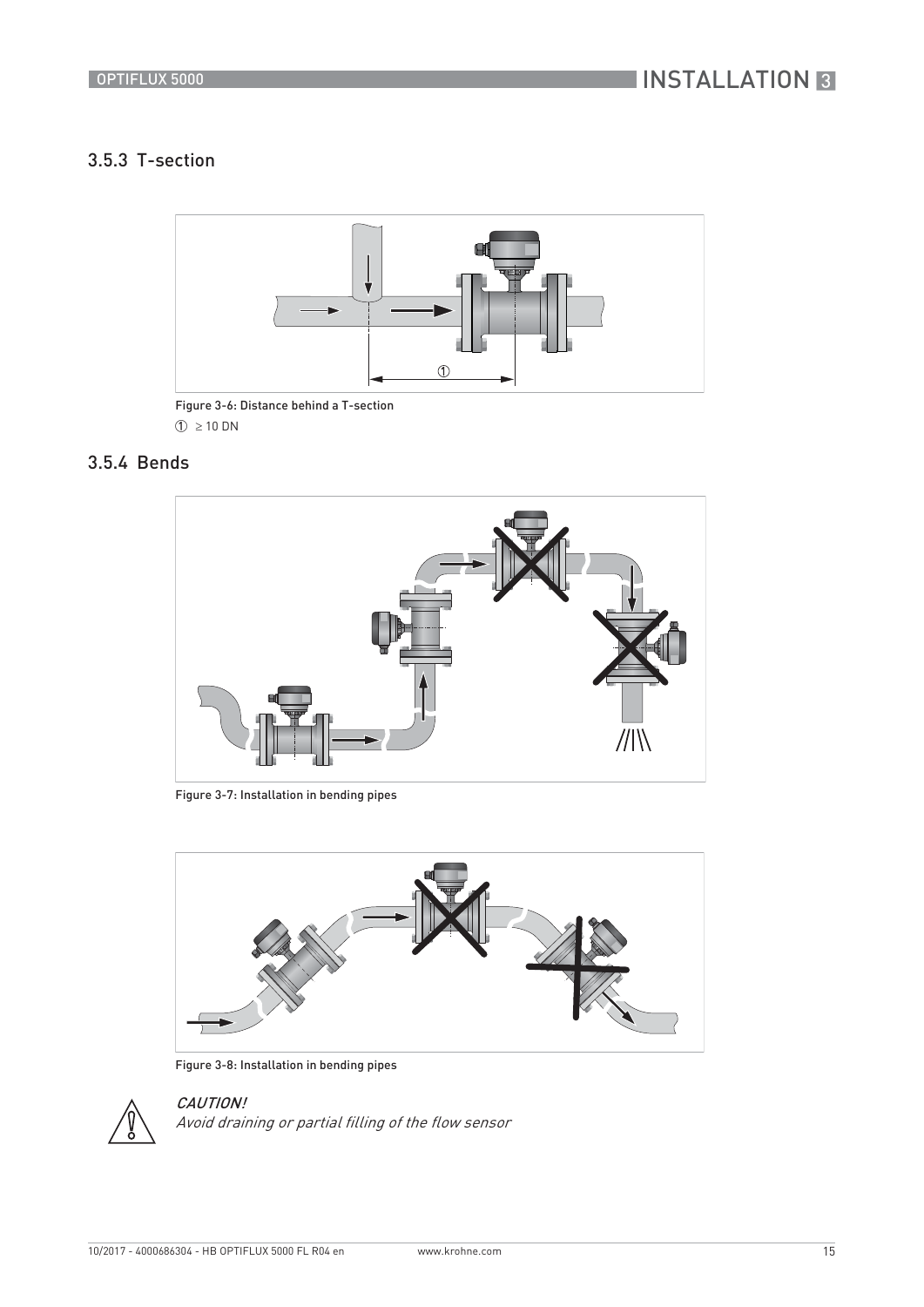### 3.5.3 T-section

Figure 3-6: Distance behind a T-section

① ≥ 10 DN

### 3.5.4 Bends

Figure 3-7: Installation in bending pipes

Figure 3-8: Installation in bending pipes

*CAUTION!*

*Avoid draining or partial filling of the flow sensor*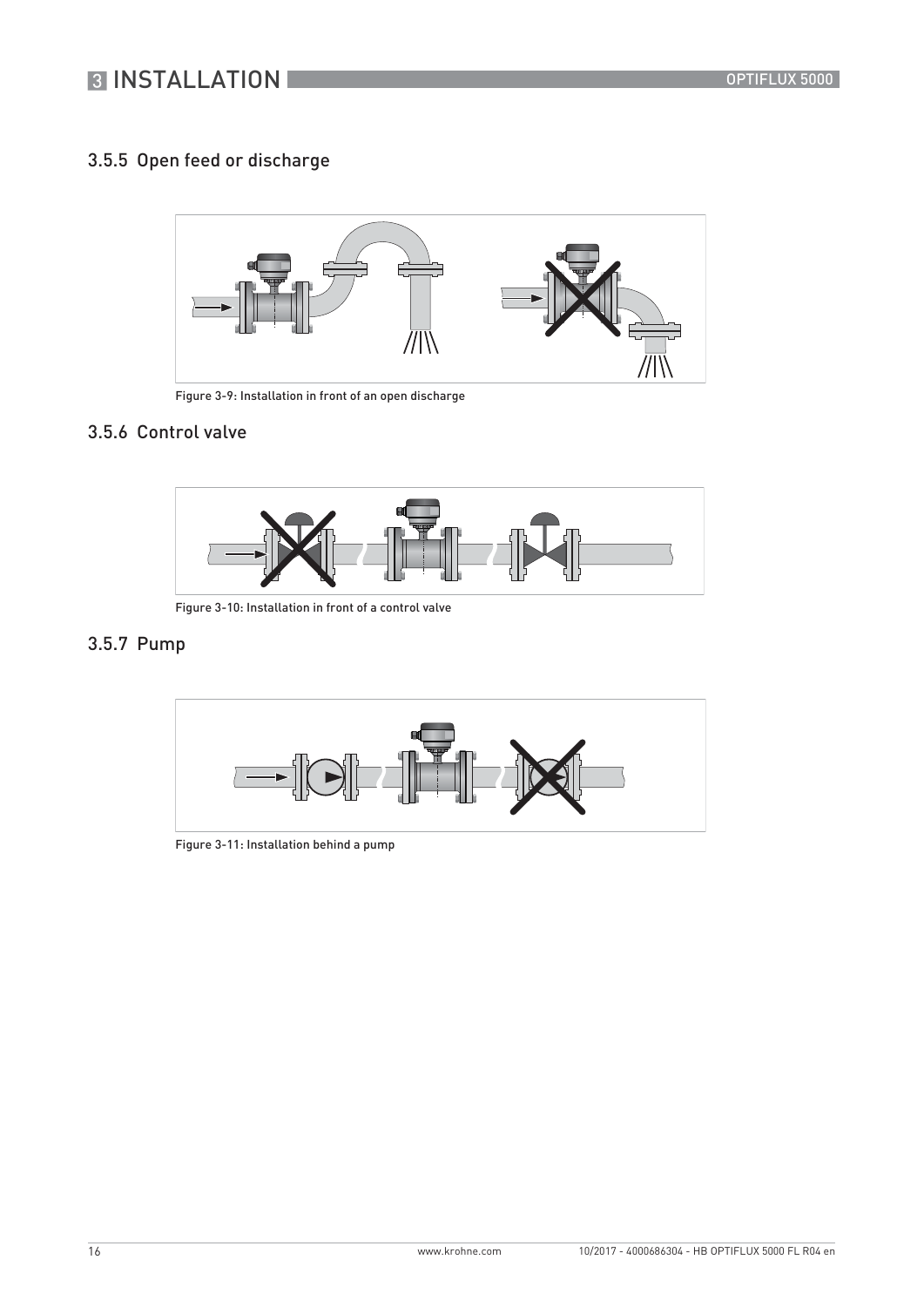### 3.5.5 Open feed or discharge

Figure 3-9: Installation in front of an open discharge

### 3.5.6 Control valve

Figure 3-10: Installation in front of a control valve

### 3.5.7 Pump

Figure 3-11: Installation behind a pump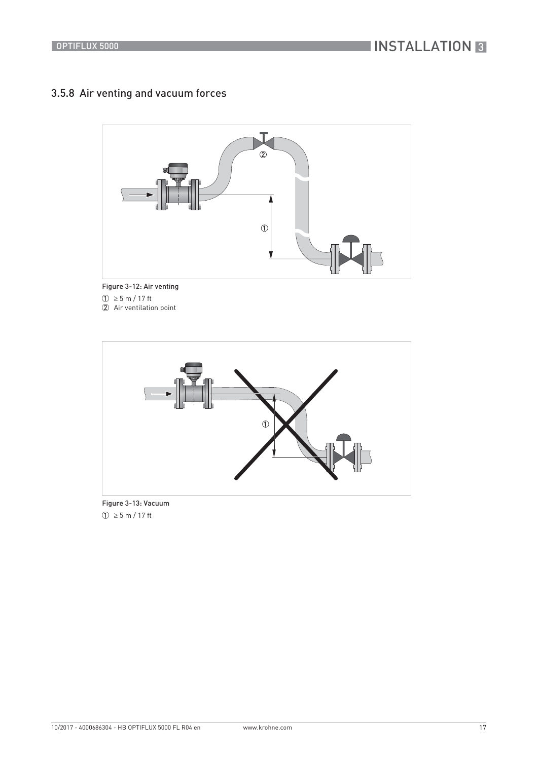## 3.5.8 Air venting and vacuum forces

Figure 3-12: Air venting

① ≥ 5 m / 17 ft

② Air ventilation point

Figure 3-13: Vacuum

① ≥ 5 m / 17 ft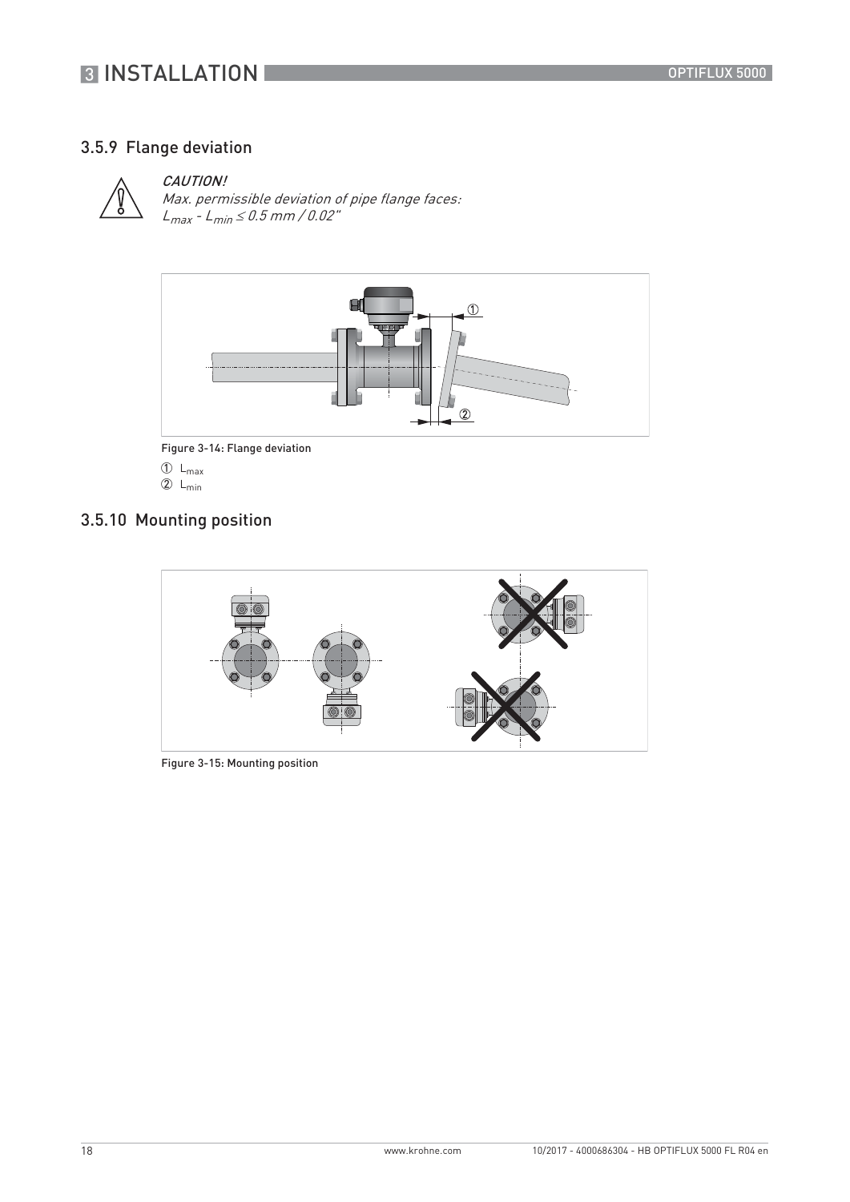### 3.5.9 Flange deviation

*CAUTION!*
*Max. permissible deviation of pipe flange faces:*
*$L_{max}$ - $L_{min}$ ≤ 0.5 mm / 0.02"*

Figure 3-14: Flange deviation

① $L_{max}$
② $L_{min}$

### 3.5.10 Mounting position

Figure 3-15: Mounting position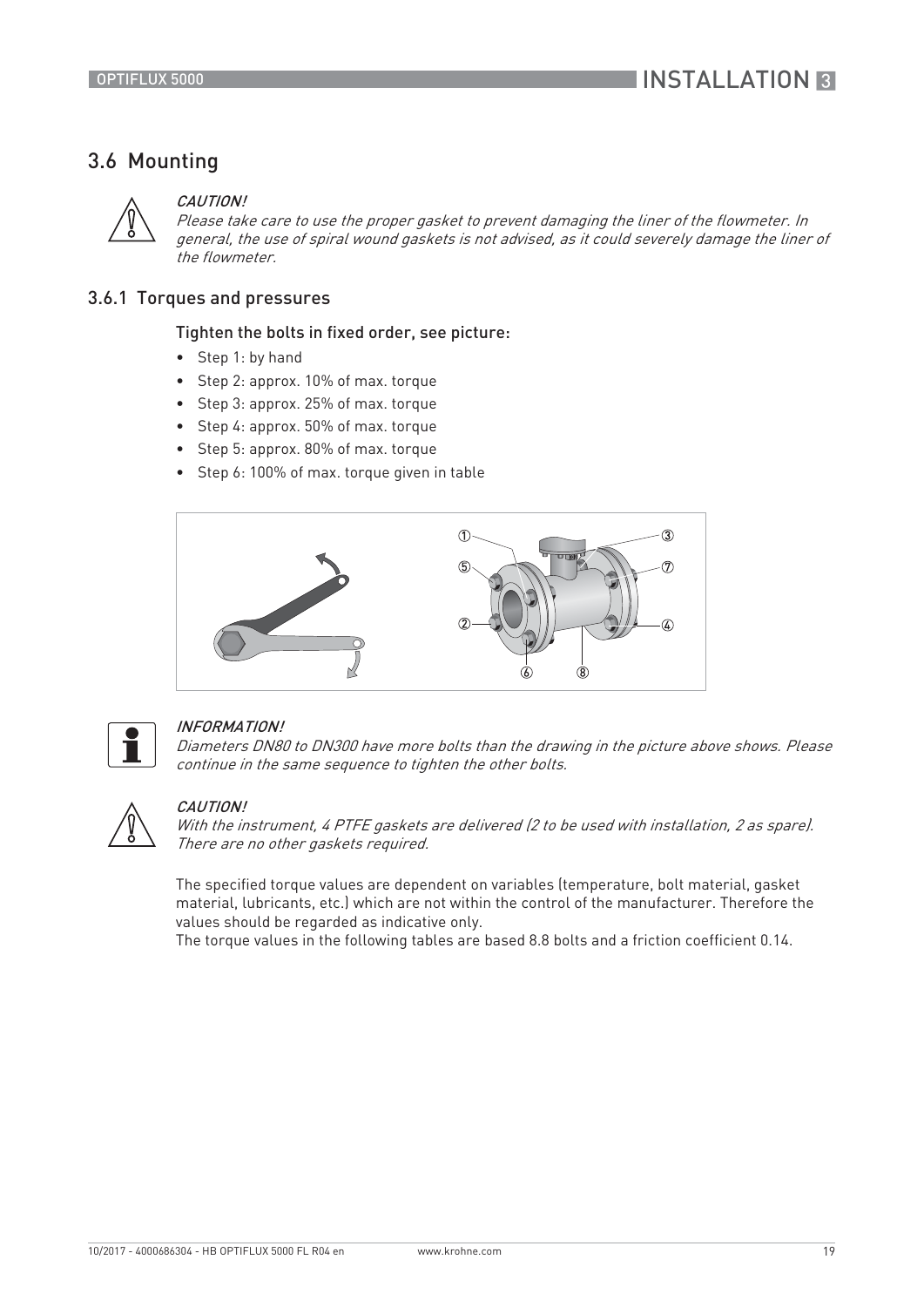## 3.6 Mounting

*CAUTION!*
*Please take care to use the proper gasket to prevent damaging the liner of the flowmeter. In general, the use of spiral wound gaskets is not advised, as it could severely damage the liner of the flowmeter.*

### 3.6.1 Torques and pressures

Tighten the bolts in fixed order, see picture:

- Step 1: by hand
- Step 2: approx. 10% of max. torque
- Step 3: approx. 25% of max. torque
- Step 4: approx. 50% of max. torque
- Step 5: approx. 80% of max. torque
- Step 6: 100% of max. torque given in table

*INFORMATION!*
*Diameters DN80 to DN300 have more bolts than the drawing in the picture above shows. Please continue in the same sequence to tighten the other bolts.*

*CAUTION!*
*With the instrument, 4 PTFE gaskets are delivered (2 to be used with installation, 2 as spare). There are no other gaskets required.*

The specified torque values are dependent on variables (temperature, bolt material, gasket material, lubricants, etc.) which are not within the control of the manufacturer. Therefore the values should be regarded as indicative only.
The torque values in the following tables are based 8.8 bolts and a friction coefficient 0.14.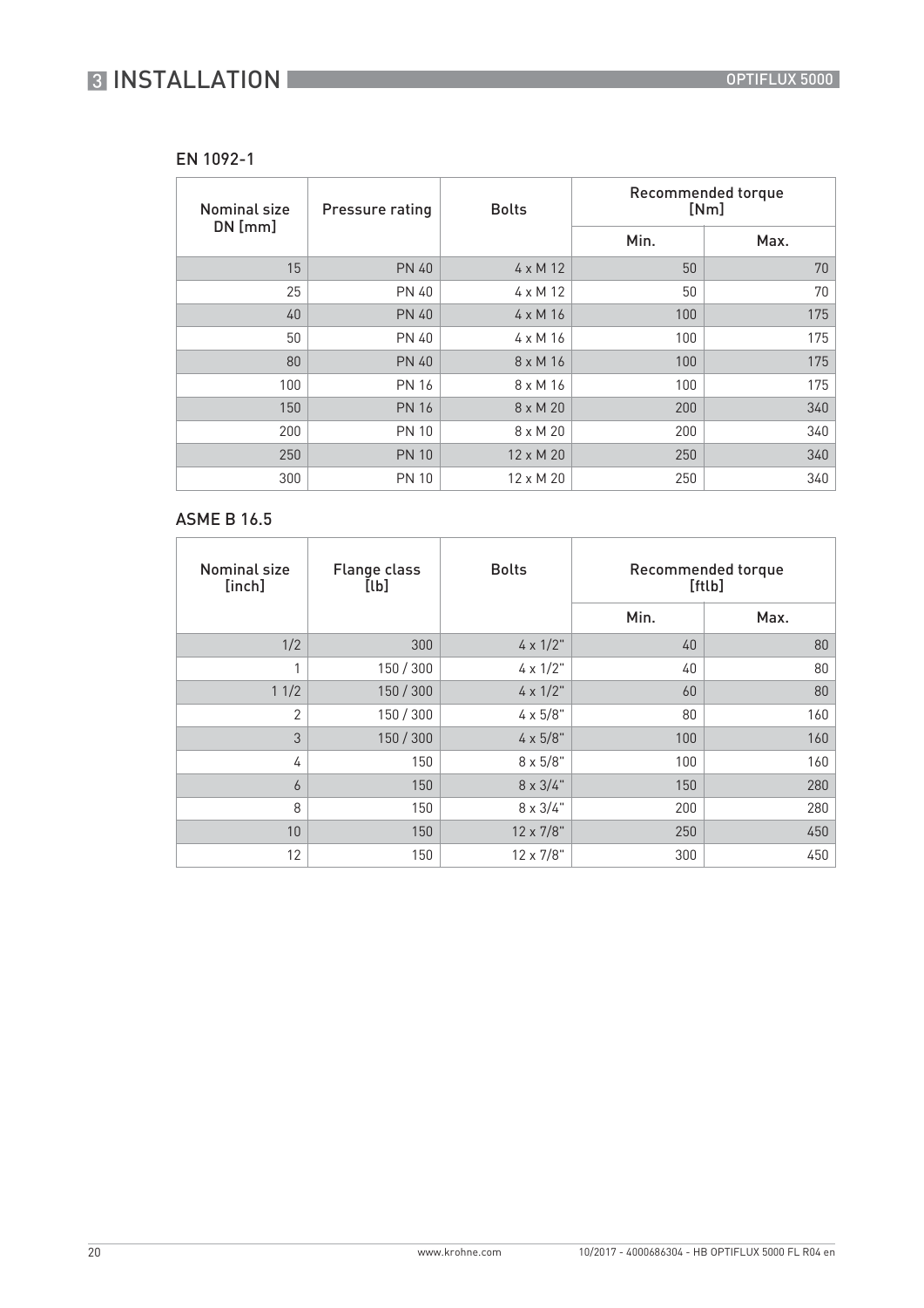### EN 1092-1

| Nominal size DN [mm] | Pressure rating | Bolts | Recommended torque [Nm] | |
|---|---|---|---|---|
| | | | Min. | Max. |
| 15 | PN 40 | 4 x M 12 | 50 | 70 |
| 25 | PN 40 | 4 x M 12 | 50 | 70 |
| 40 | PN 40 | 4 x M 16 | 100 | 175 |
| 50 | PN 40 | 4 x M 16 | 100 | 175 |
| 80 | PN 40 | 8 x M 16 | 100 | 175 |
| 100 | PN 16 | 8 x M 16 | 100 | 175 |
| 150 | PN 16 | 8 x M 20 | 200 | 340 |
| 200 | PN 10 | 8 x M 20 | 200 | 340 |
| 250 | PN 10 | 12 x M 20 | 250 | 340 |
| 300 | PN 10 | 12 x M 20 | 250 | 340 |

### ASME B 16.5

| Nominal size [inch] | Flange class [lb] | Bolts | Recommended torque [ftlb] | |
|---|---|---|---|---|
| | | | Min. | Max. |
| 1/2 | 300 | 4 x 1/2" | 40 | 80 |
| 1 | 150 / 300 | 4 x 1/2" | 40 | 80 |
| 1 1/2 | 150 / 300 | 4 x 1/2" | 60 | 80 |
| 2 | 150 / 300 | 4 x 5/8" | 80 | 160 |
| 3 | 150 / 300 | 4 x 5/8" | 100 | 160 |
| 4 | 150 | 8 x 5/8" | 100 | 160 |
| 6 | 150 | 8 x 3/4" | 150 | 280 |
| 8 | 150 | 8 x 3/4" | 200 | 280 |
| 10 | 150 | 12 x 7/8" | 250 | 450 |
| 12 | 150 | 12 x 7/8" | 300 | 450 |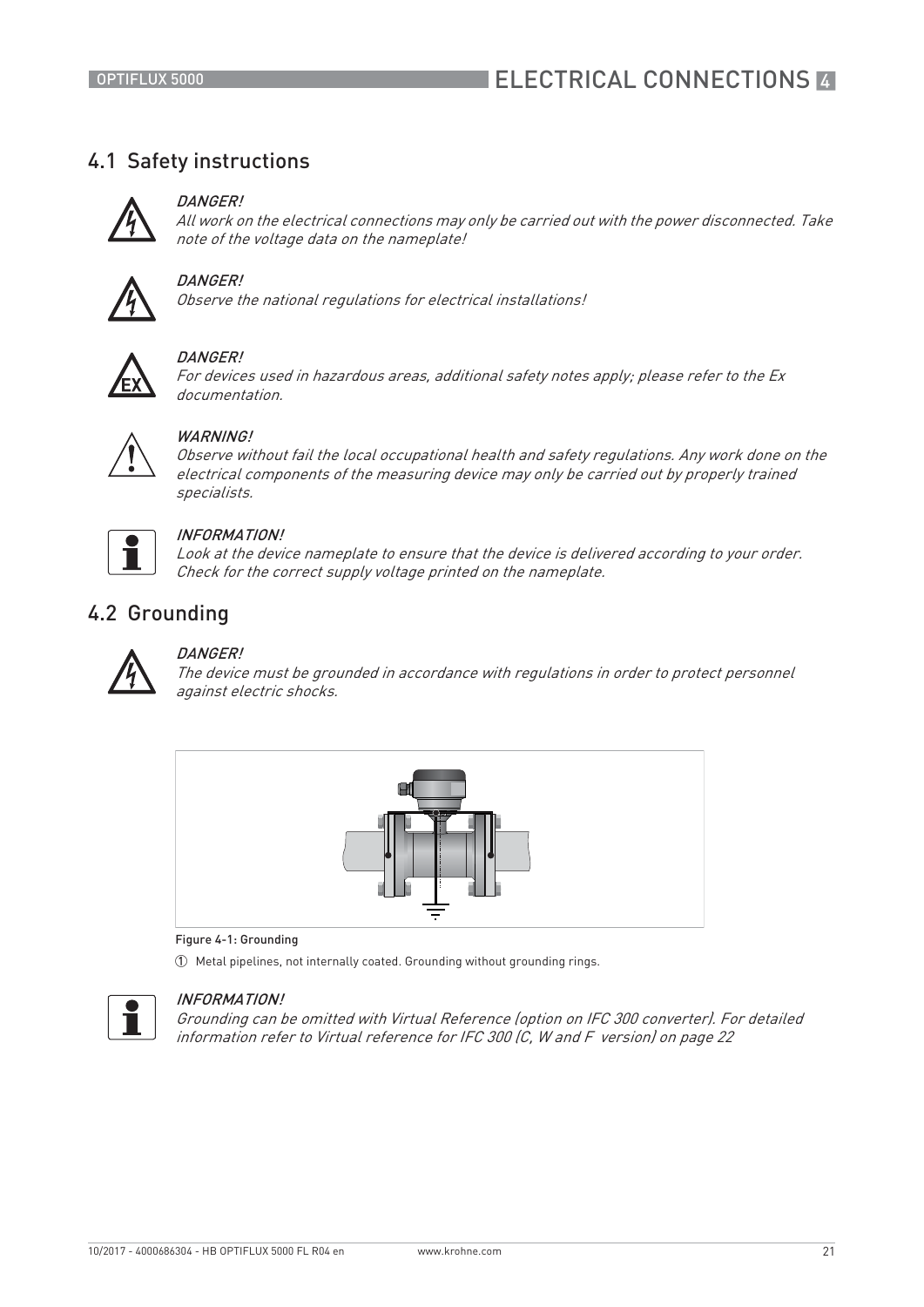## 4.1 Safety instructions

*DANGER!*
*All work on the electrical connections may only be carried out with the power disconnected. Take note of the voltage data on the nameplate!*

*DANGER!*
*Observe the national regulations for electrical installations!*

*DANGER!*
*For devices used in hazardous areas, additional safety notes apply; please refer to the Ex documentation.*

*WARNING!*
*Observe without fail the local occupational health and safety regulations. Any work done on the electrical components of the measuring device may only be carried out by properly trained specialists.*

*INFORMATION!*
*Look at the device nameplate to ensure that the device is delivered according to your order. Check for the correct supply voltage printed on the nameplate.*

## 4.2 Grounding

*DANGER!*
*The device must be grounded in accordance with regulations in order to protect personnel against electric shocks.*

Figure 4-1: Grounding

① Metal pipelines, not internally coated. Grounding without grounding rings.

*INFORMATION!*
*Grounding can be omitted with Virtual Reference (option on IFC 300 converter). For detailed information refer to Virtual reference for IFC 300 (C, W and F version) on page 22*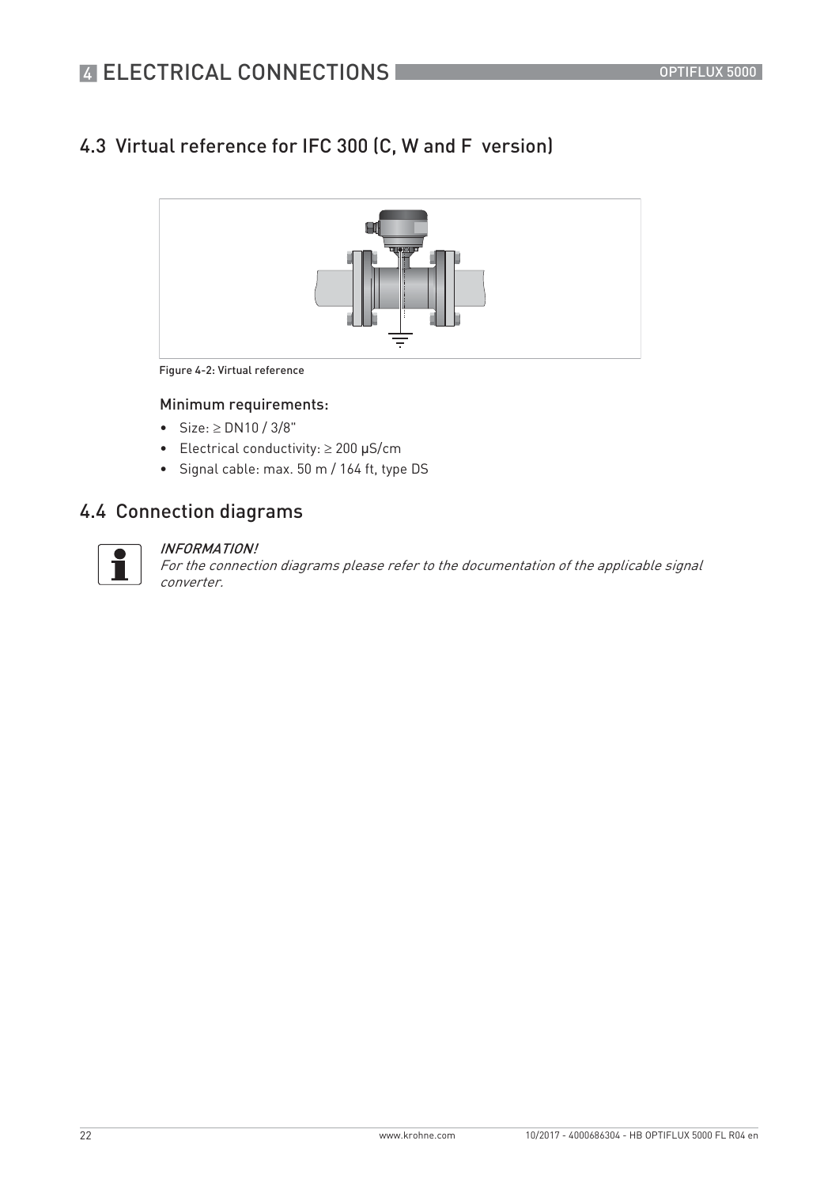## 4.3 Virtual reference for IFC 300 (C, W and F version)

Figure 4-2: Virtual reference

### Minimum requirements:

- Size: ≥ DN10 / 3/8"
- Electrical conductivity: ≥ 200 μS/cm
- Signal cable: max. 50 m / 164 ft, type DS

## 4.4 Connection diagrams

*INFORMATION!*
*For the connection diagrams please refer to the documentation of the applicable signal converter.*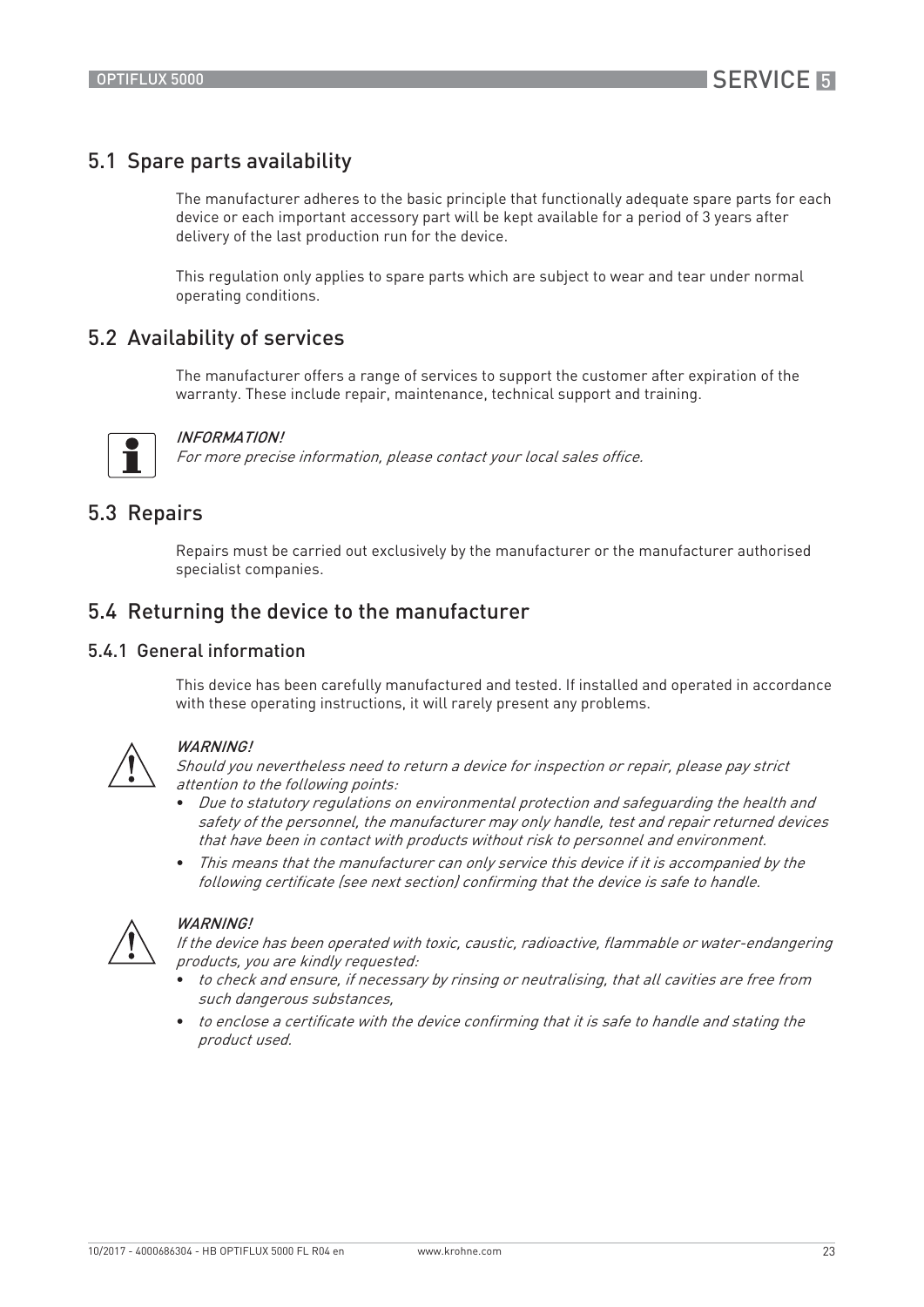## 5.1 Spare parts availability

The manufacturer adheres to the basic principle that functionally adequate spare parts for each device or each important accessory part will be kept available for a period of 3 years after delivery of the last production run for the device.

This regulation only applies to spare parts which are subject to wear and tear under normal operating conditions.

## 5.2 Availability of services

The manufacturer offers a range of services to support the customer after expiration of the warranty. These include repair, maintenance, technical support and training.

> *INFORMATION!*
> *For more precise information, please contact your local sales office.*

## 5.3 Repairs

Repairs must be carried out exclusively by the manufacturer or the manufacturer authorised specialist companies.

## 5.4 Returning the device to the manufacturer

### 5.4.1 General information

This device has been carefully manufactured and tested. If installed and operated in accordance with these operating instructions, it will rarely present any problems.

> *WARNING!*
> *Should you nevertheless need to return a device for inspection or repair, please pay strict attention to the following points:*
> - *Due to statutory regulations on environmental protection and safeguarding the health and safety of the personnel, the manufacturer may only handle, test and repair returned devices that have been in contact with products without risk to personnel and environment.*
> - *This means that the manufacturer can only service this device if it is accompanied by the following certificate (see next section) confirming that the device is safe to handle.*

> *WARNING!*
> *If the device has been operated with toxic, caustic, radioactive, flammable or water-endangering products, you are kindly requested:*
> - *to check and ensure, if necessary by rinsing or neutralising, that all cavities are free from such dangerous substances,*
> - *to enclose a certificate with the device confirming that it is safe to handle and stating the product used.*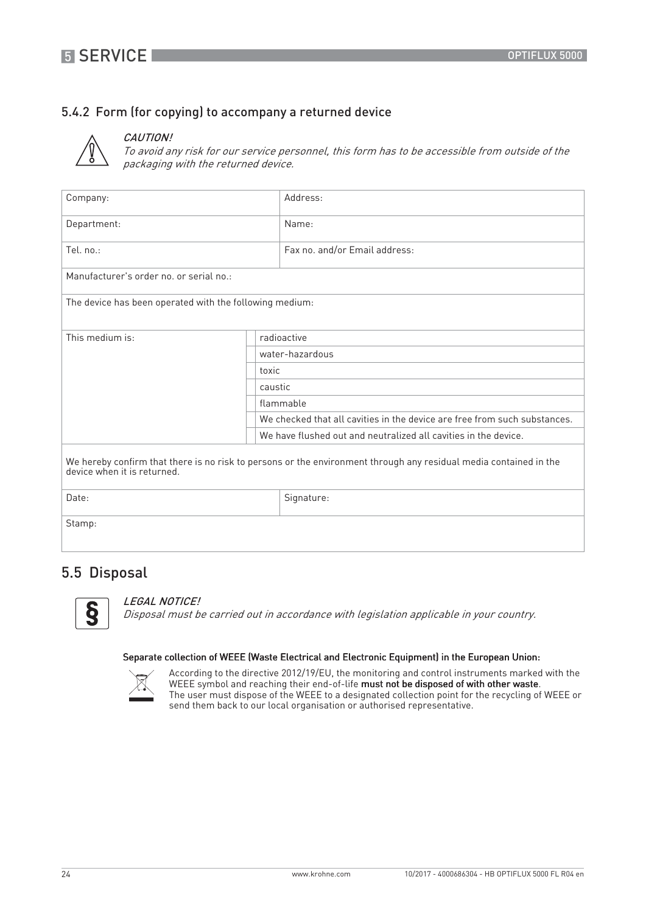### 5.4.2 Form (for copying) to accompany a returned device

*CAUTION!*
*To avoid any risk for our service personnel, this form has to be accessible from outside of the packaging with the returned device.*

| Company: | | Address: |
|---|---|---|
| Department: | | Name: |
| Tel. no.: | | Fax no. and/or Email address: |
| Manufacturer's order no. or serial no.: | | |
| The device has been operated with the following medium: | | |
| This medium is: | | radioactive |
| | | water-hazardous |
| | | toxic |
| | | caustic |
| | | flammable |
| | | We checked that all cavities in the device are free from such substances. |
| | | We have flushed out and neutralized all cavities in the device. |
| We hereby confirm that there is no risk to persons or the environment through any residual media contained in the device when it is returned. | | |
| Date: | | Signature: |
| Stamp: | | |

## 5.5 Disposal

*LEGAL NOTICE!*
*Disposal must be carried out in accordance with legislation applicable in your country.*

**Separate collection of WEEE (Waste Electrical and Electronic Equipment) in the European Union:**

According to the directive 2012/19/EU, the monitoring and control instruments marked with the WEEE symbol and reaching their end-of-life **must not be disposed of with other waste**.
The user must dispose of the WEEE to a designated collection point for the recycling of WEEE or send them back to our local organisation or authorised representative.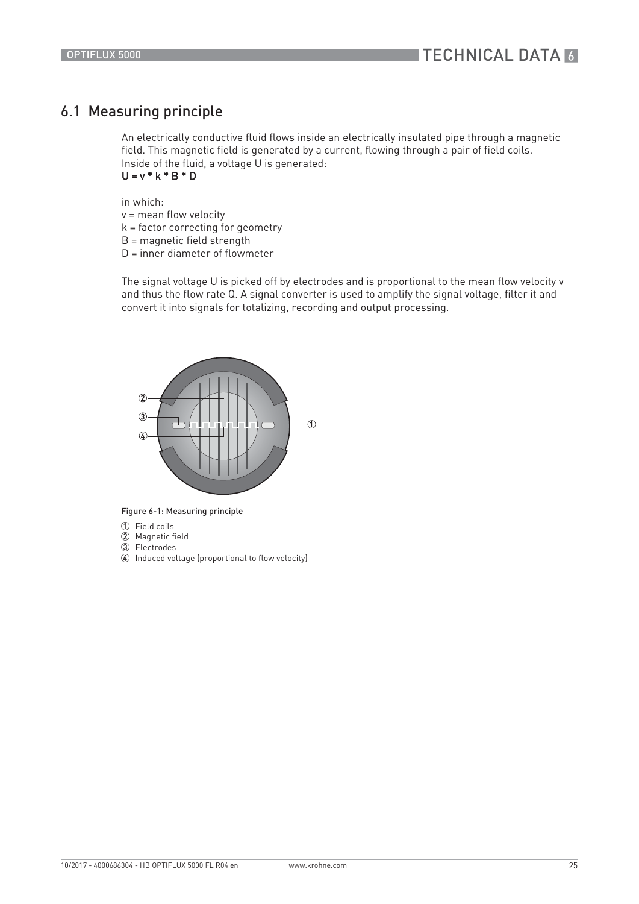## 6.1 Measuring principle

An electrically conductive fluid flows inside an electrically insulated pipe through a magnetic field. This magnetic field is generated by a current, flowing through a pair of field coils. Inside of the fluid, a voltage U is generated:

$$U = v * k * B * D$$

in which:

v = mean flow velocity
k = factor correcting for geometry
B = magnetic field strength
D = inner diameter of flowmeter

The signal voltage U is picked off by electrodes and is proportional to the mean flow velocity v and thus the flow rate Q. A signal converter is used to amplify the signal voltage, filter it and convert it into signals for totalizing, recording and output processing.

Figure 6-1: Measuring principle

① Field coils
② Magnetic field
③ Electrodes
④ Induced voltage (proportional to flow velocity)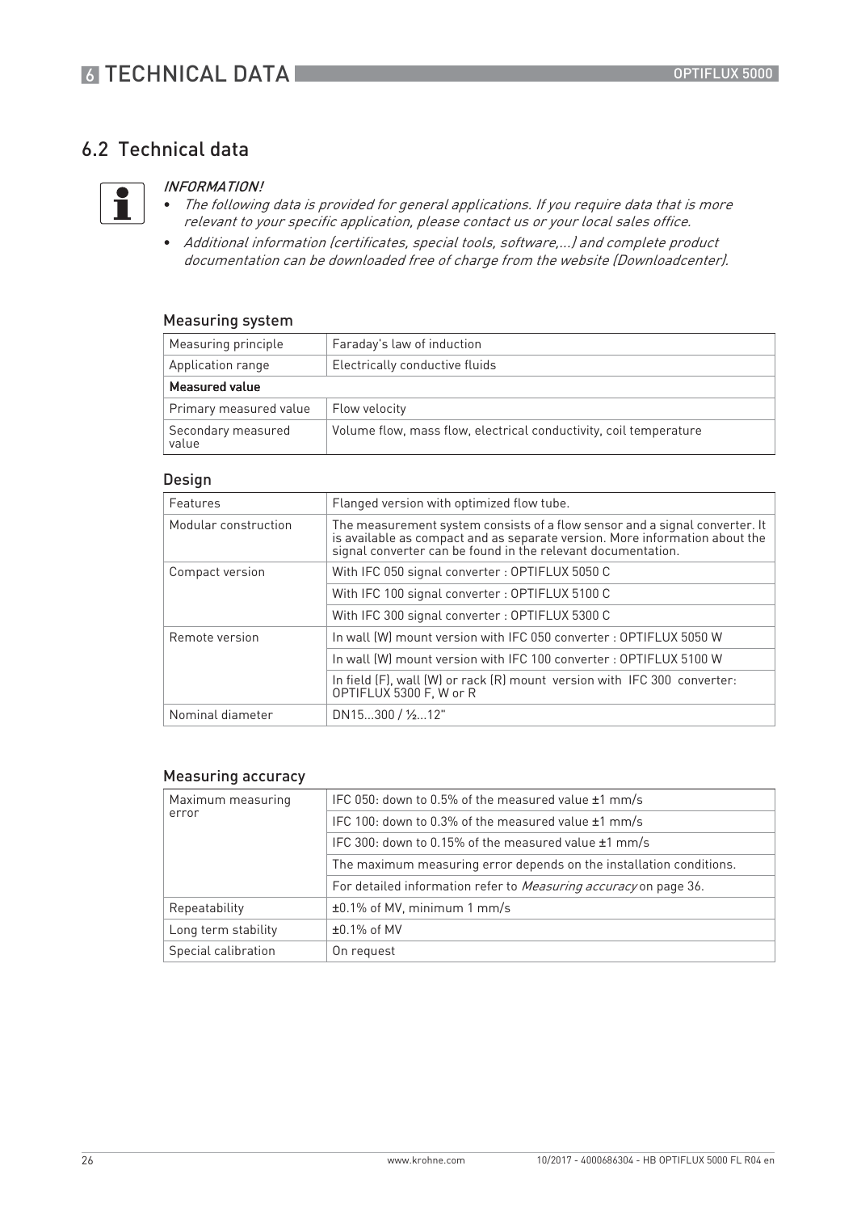## 6.2 Technical data

*INFORMATION!*

- *The following data is provided for general applications. If you require data that is more relevant to your specific application, please contact us or your local sales office.*
- *Additional information (certificates, special tools, software,...) and complete product documentation can be downloaded free of charge from the website (Downloadcenter).*

### Measuring system

| | |
|---|---|
| Measuring principle | Faraday's law of induction |
| Application range | Electrically conductive fluids |
| **Measured value** | |
| Primary measured value | Flow velocity |
| Secondary measured value | Volume flow, mass flow, electrical conductivity, coil temperature |

### Design

| | |
|---|---|
| Features | Flanged version with optimized flow tube. |
| Modular construction | The measurement system consists of a flow sensor and a signal converter. It is available as compact and as separate version. More information about the signal converter can be found in the relevant documentation. |
| Compact version | With IFC 050 signal converter : OPTIFLUX 5050 C |
| | With IFC 100 signal converter : OPTIFLUX 5100 C |
| | With IFC 300 signal converter : OPTIFLUX 5300 C |
| Remote version | In wall (W) mount version with IFC 050 converter : OPTIFLUX 5050 W |
| | In wall (W) mount version with IFC 100 converter : OPTIFLUX 5100 W |
| | In field (F), wall (W) or rack (R) mount version with IFC 300 converter: OPTIFLUX 5300 F, W or R |
| Nominal diameter | DN15...300 / ½...12" |

### Measuring accuracy

| | |
|---|---|
| Maximum measuring error | IFC 050: down to 0.5% of the measured value ±1 mm/s |
| | IFC 100: down to 0.3% of the measured value ±1 mm/s |
| | IFC 300: down to 0.15% of the measured value ±1 mm/s |
| | The maximum measuring error depends on the installation conditions. |
| | For detailed information refer to *Measuring accuracy* on page 36. |
| Repeatability | ±0.1% of MV, minimum 1 mm/s |
| Long term stability | ±0.1% of MV |
| Special calibration | On request |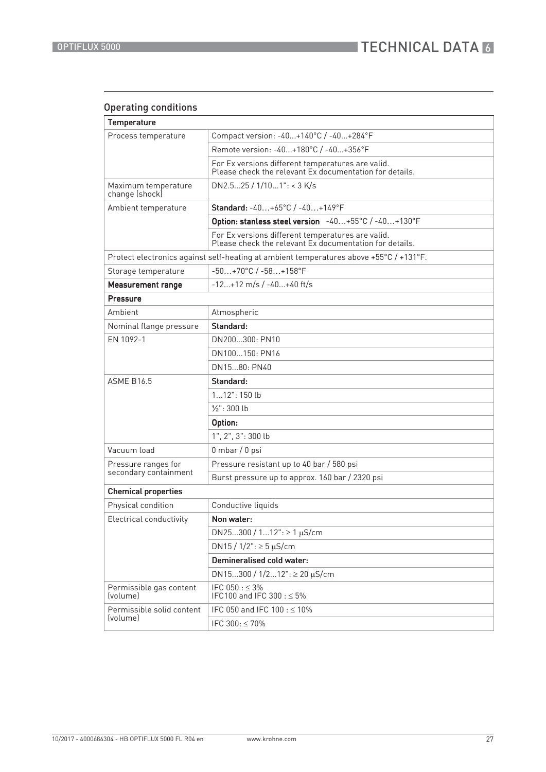## Operating conditions

| Temperature | |
|---|---|
| Process temperature | Compact version: -40...+140°C / -40...+284°F |
| | Remote version: -40...+180°C / -40...+356°F |
| | For Ex versions different temperatures are valid. Please check the relevant Ex documentation for details. |
| Maximum temperature change (shock) | DN2.5...25 / 1/10...1": < 3 K/s |
| Ambient temperature | **Standard:** -40…+65°C / -40…+149°F |
| | **Option: stanless steel version** -40…+55°C / -40…+130°F |
| | For Ex versions different temperatures are valid. Please check the relevant Ex documentation for details. |
| Protect electronics against self-heating at ambient temperatures above +55°C / +131°F. | |
| Storage temperature | -50…+70°C / -58…+158°F |
| **Measurement range** | -12...+12 m/s / -40...+40 ft/s |
| **Pressure** | |
| Ambient | Atmospheric |
| Nominal flange pressure | **Standard:** |
| EN 1092-1 | DN200...300: PN10 |
| | DN100...150: PN16 |
| | DN15...80: PN40 |
| ASME B16.5 | **Standard:** |
| | 1...12": 150 lb |
| | ½": 300 lb |
| | **Option:** |
| | 1", 2", 3": 300 lb |
| Vacuum load | 0 mbar / 0 psi |
| Pressure ranges for secondary containment | Pressure resistant up to 40 bar / 580 psi |
| | Burst pressure up to approx. 160 bar / 2320 psi |
| **Chemical properties** | |
| Physical condition | Conductive liquids |
| Electrical conductivity | **Non water:** |
| | DN25...300 / 1...12": ≥ 1 μS/cm |
| | DN15 / 1/2": ≥ 5 μS/cm |
| | **Demineralised cold water:** |
| | DN15...300 / 1/2...12": ≥ 20 μS/cm |
| Permissible gas content (volume) | IFC 050 : ≤ 3%<br>IFC100 and IFC 300 : ≤ 5% |
| Permissible solid content (volume) | IFC 050 and IFC 100 : ≤ 10% |
| | IFC 300: ≤ 70% |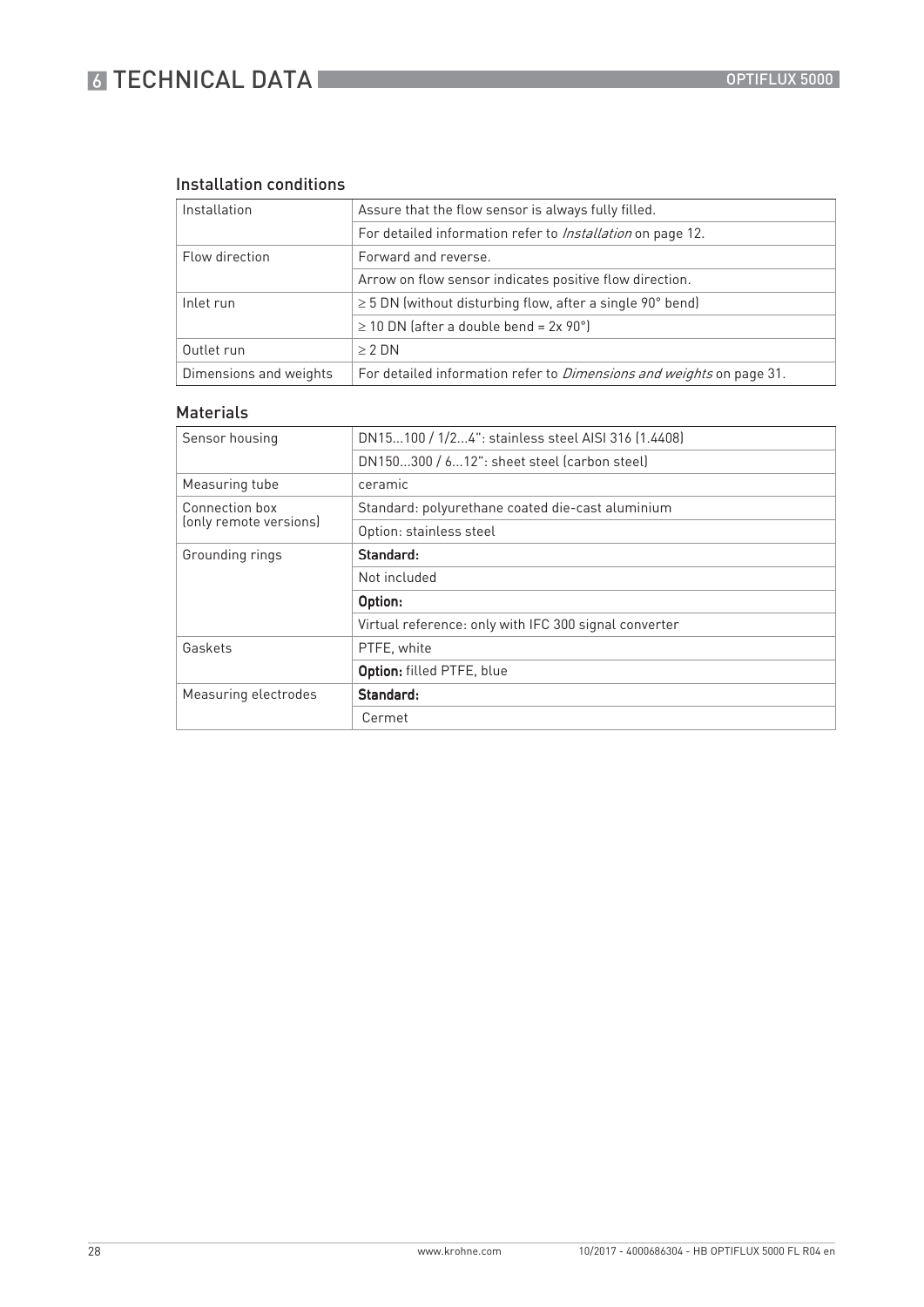### Installation conditions

| Installation | Assure that the flow sensor is always fully filled. |
| --- | --- |
| | For detailed information refer to *Installation* on page 12. |
| Flow direction | Forward and reverse. |
| | Arrow on flow sensor indicates positive flow direction. |
| Inlet run | ≥ 5 DN (without disturbing flow, after a single 90° bend) |
| | ≥ 10 DN (after a double bend = 2x 90°) |
| Outlet run | ≥ 2 DN |
| Dimensions and weights | For detailed information refer to *Dimensions and weights* on page 31. |

### Materials

| Sensor housing | DN15...100 / 1/2...4": stainless steel AISI 316 (1.4408) |
| --- | --- |
| | DN150...300 / 6...12": sheet steel (carbon steel) |
| Measuring tube | ceramic |
| Connection box (only remote versions) | Standard: polyurethane coated die-cast aluminium |
| | Option: stainless steel |
| Grounding rings | **Standard:** |
| | Not included |
| | **Option:** |
| | Virtual reference: only with IFC 300 signal converter |
| Gaskets | PTFE, white |
| | **Option:** filled PTFE, blue |
| Measuring electrodes | **Standard:** |
| | Cermet |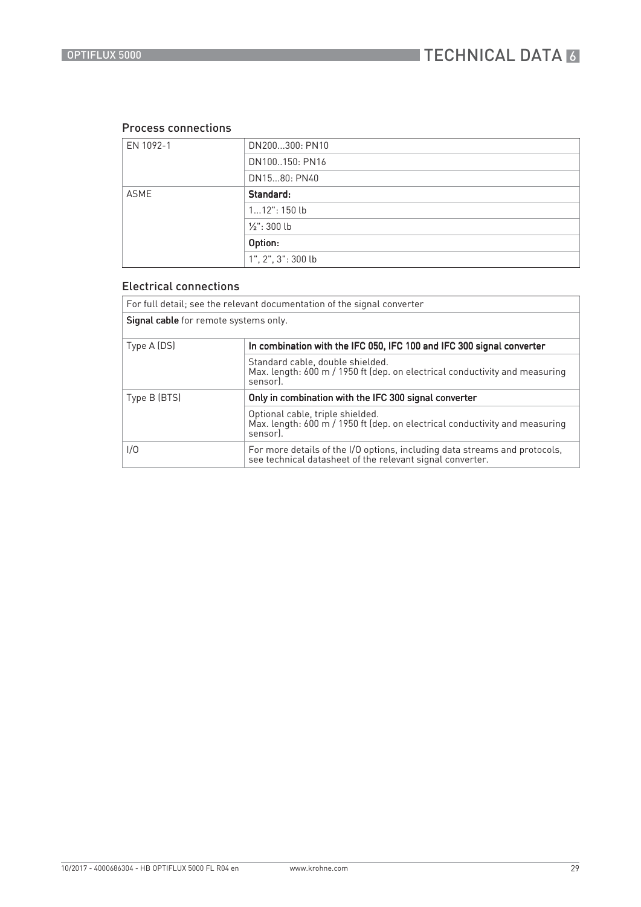### Process connections

| EN 1092-1 | DN200...300: PN10 |
|---|---|
| | DN100..150: PN16 |
| | DN15...80: PN40 |
| ASME | **Standard:** |
| | 1...12": 150 lb |
| | ½": 300 lb |
| | **Option:** |
| | 1", 2", 3": 300 lb |

### Electrical connections

| For full detail; see the relevant documentation of the signal converter | |
|---|---|
| **Signal cable** for remote systems only. | |
| Type A (DS) | **In combination with the IFC 050, IFC 100 and IFC 300 signal converter** |
| | Standard cable, double shielded. Max. length: 600 m / 1950 ft (dep. on electrical conductivity and measuring sensor). |
| Type B (BTS) | **Only in combination with the IFC 300 signal converter** |
| | Optional cable, triple shielded. Max. length: 600 m / 1950 ft (dep. on electrical conductivity and measuring sensor). |
| I/O | For more details of the I/O options, including data streams and protocols, see technical datasheet of the relevant signal converter. |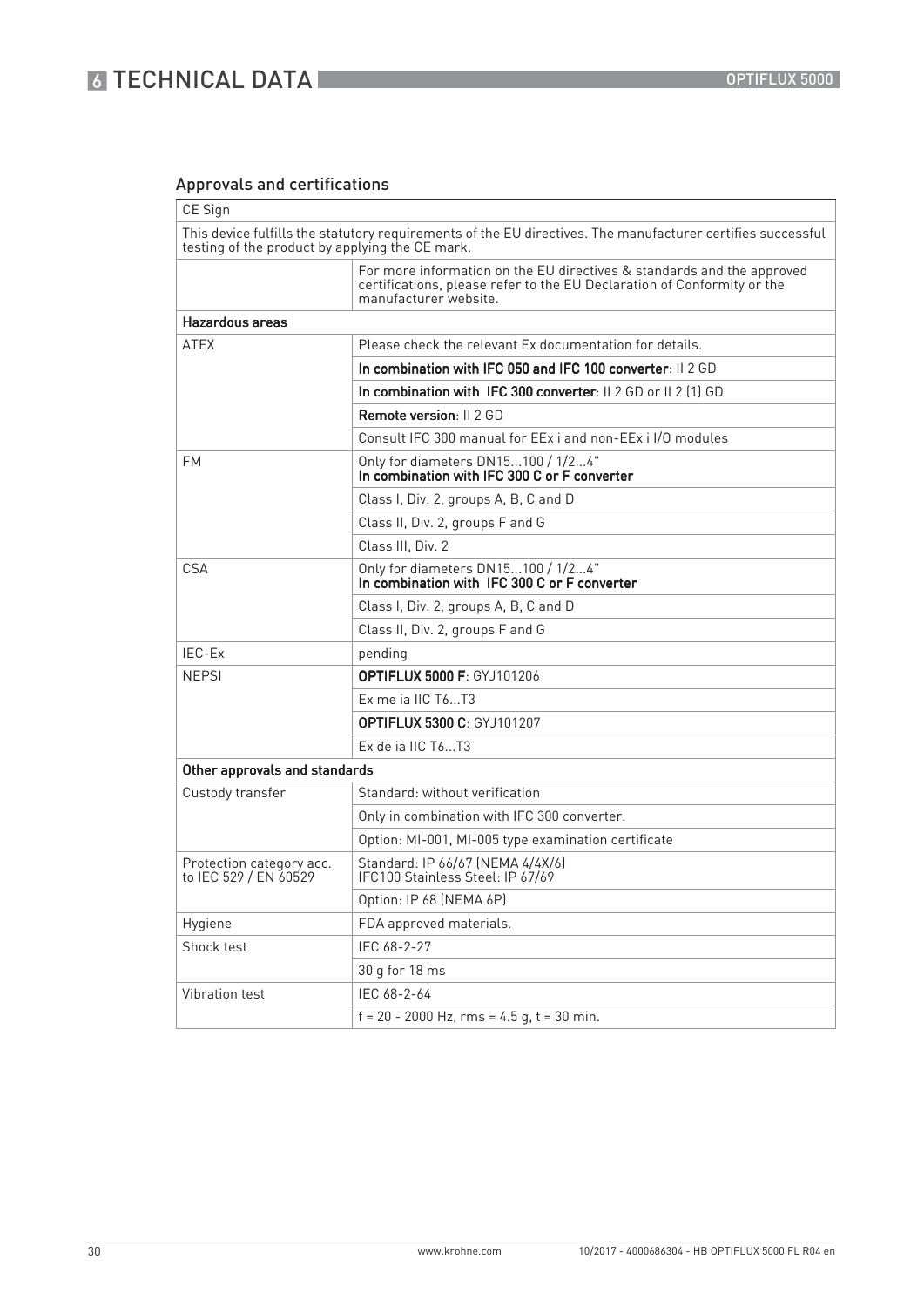## Approvals and certifications

| CE Sign | |
|---|---|
| This device fulfills the statutory requirements of the EU directives. The manufacturer certifies successful testing of the product by applying the CE mark. | |
| | For more information on the EU directives & standards and the approved certifications, please refer to the EU Declaration of Conformity or the manufacturer website. |
| **Hazardous areas** | |
| ATEX | Please check the relevant Ex documentation for details. |
| | **In combination with IFC 050 and IFC 100 converter**: II 2 GD |
| | **In combination with IFC 300 converter**: II 2 GD or II 2 (1) GD |
| | **Remote version**: II 2 GD |
| | Consult IFC 300 manual for EEx i and non-EEx i I/O modules |
| FM | Only for diameters DN15...100 / 1/2...4" **In combination with IFC 300 C or F converter** |
| | Class I, Div. 2, groups A, B, C and D |
| | Class II, Div. 2, groups F and G |
| | Class III, Div. 2 |
| CSA | Only for diameters DN15...100 / 1/2...4" **In combination with IFC 300 C or F converter** |
| | Class I, Div. 2, groups A, B, C and D |
| | Class II, Div. 2, groups F and G |
| IEC-Ex | pending |
| NEPSI | **OPTIFLUX 5000 F**: GYJ101206 |
| | Ex me ia IIC T6...T3 |
| | **OPTIFLUX 5300 C**: GYJ101207 |
| | Ex de ia IIC T6...T3 |
| **Other approvals and standards** | |
| Custody transfer | Standard: without verification |
| | Only in combination with IFC 300 converter. |
| | Option: MI-001, MI-005 type examination certificate |
| Protection category acc. to IEC 529 / EN 60529 | Standard: IP 66/67 (NEMA 4/4X/6) IFC100 Stainless Steel: IP 67/69 |
| | Option: IP 68 (NEMA 6P) |
| Hygiene | FDA approved materials. |
| Shock test | IEC 68-2-27 |
| | 30 g for 18 ms |
| Vibration test | IEC 68-2-64 |
| | f = 20 - 2000 Hz, rms = 4.5 g, t = 30 min. |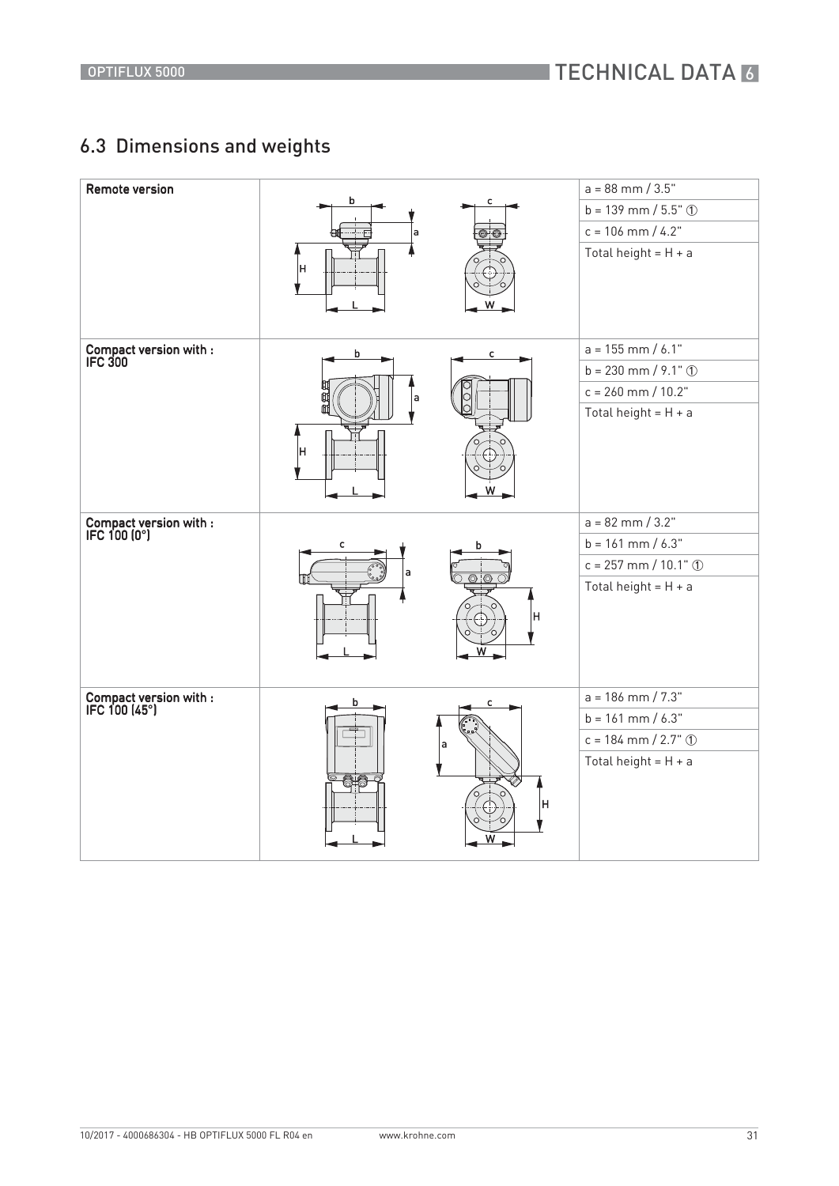## 6.3 Dimensions and weights

| | | |
|---|---|---|
| **Remote version** | | a = 88 mm / 3.5" |
| | | b = 139 mm / 5.5" ① |
| | | c = 106 mm / 4.2" |
| | | Total height = H + a |
| **Compact version with : IFC 300** | | a = 155 mm / 6.1" |
| | | b = 230 mm / 9.1" ① |
| | | c = 260 mm / 10.2" |
| | | Total height = H + a |
| **Compact version with : IFC 100 (0°)** | | a = 82 mm / 3.2" |
| | | b = 161 mm / 6.3" |
| | | c = 257 mm / 10.1" ① |
| | | Total height = H + a |
| **Compact version with : IFC 100 (45°)** | | a = 186 mm / 7.3" |
| | | b = 161 mm / 6.3" |
| | | c = 184 mm / 2.7" ① |
| | | Total height = H + a |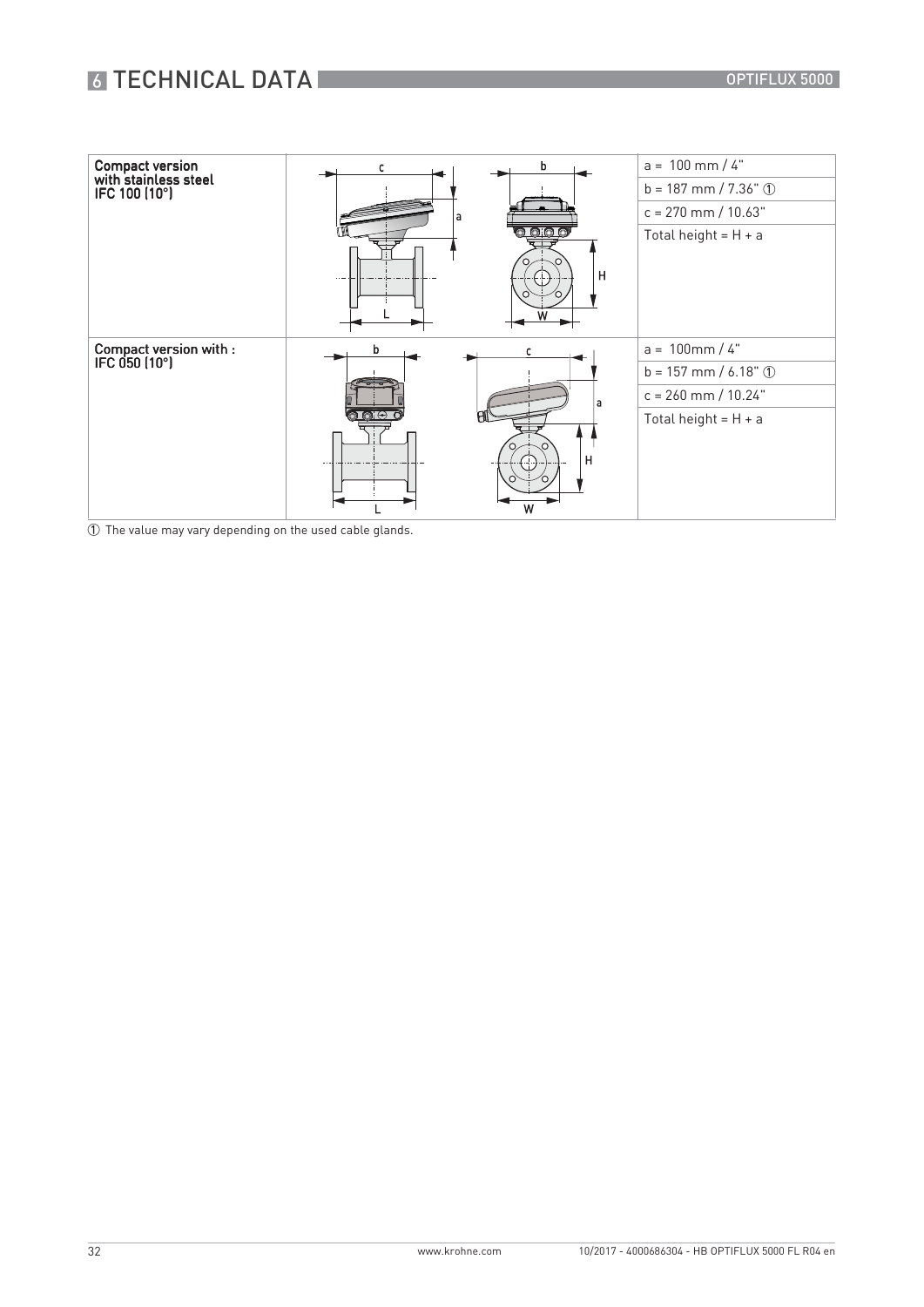| | | |
|---|---|---|
| **Compact version with stainless steel IFC 100 (10°)** | | a = 100 mm / 4" |
| | | b = 187 mm / 7.36" ① |
| | | c = 270 mm / 10.63" |
| | | Total height = H + a |
| **Compact version with : IFC 050 (10°)** | | a = 100mm / 4" |
| | | b = 157 mm / 6.18" ① |
| | | c = 260 mm / 10.24" |
| | | Total height = H + a |

① The value may vary depending on the used cable glands.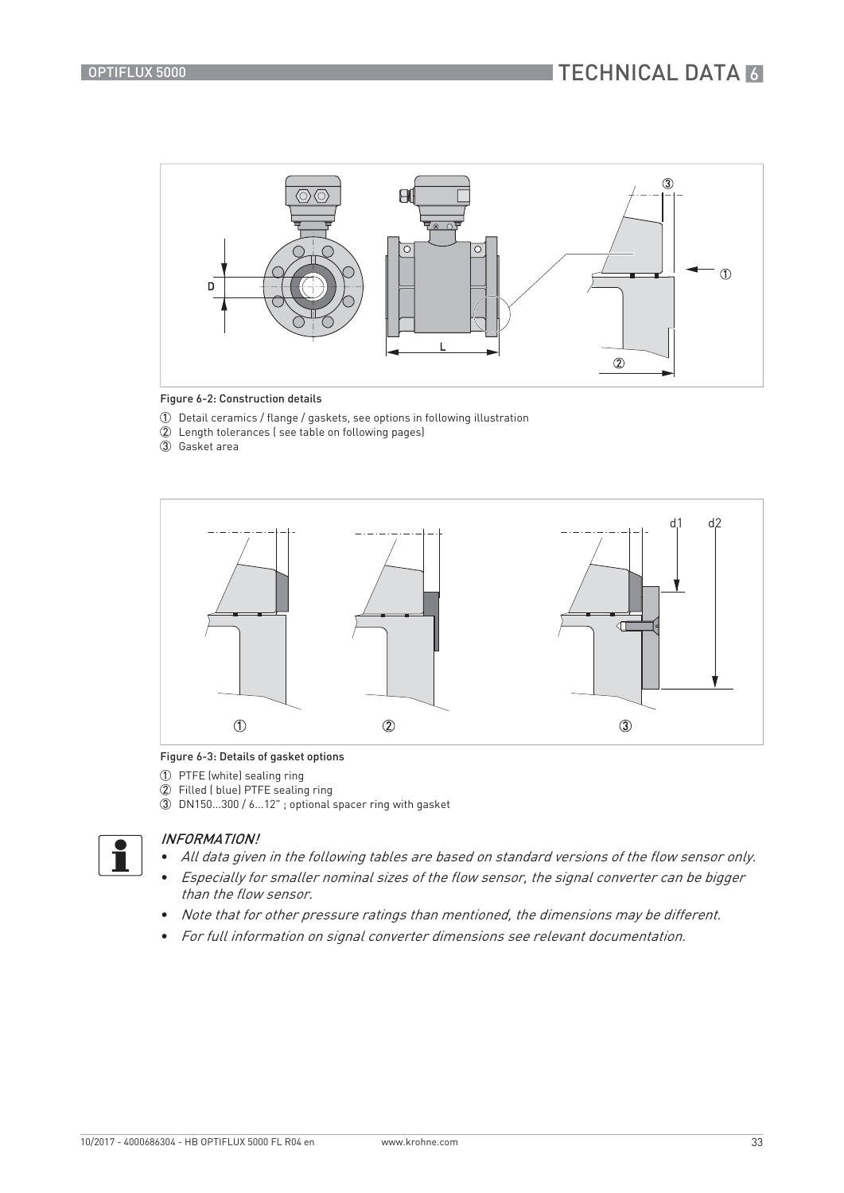Figure 6-2: Construction details

1. Detail ceramics / flange / gaskets, see options in following illustration
2. Length tolerances ( see table on following pages)
3. Gasket area

Figure 6-3: Details of gasket options

1. PTFE (white) sealing ring
2. Filled ( blue) PTFE sealing ring
3. DN150...300 / 6...12" ; optional spacer ring with gasket

*INFORMATION!*

- *All data given in the following tables are based on standard versions of the flow sensor only.*
- *Especially for smaller nominal sizes of the flow sensor, the signal converter can be bigger than the flow sensor.*
- *Note that for other pressure ratings than mentioned, the dimensions may be different.*
- *For full information on signal converter dimensions see relevant documentation.*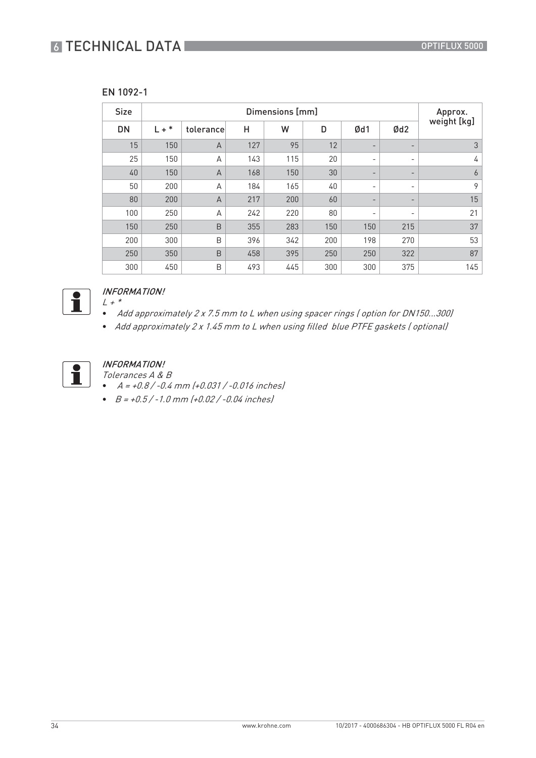## EN 1092-1

| Size | Dimensions [mm] | | | | | | | Approx. weight [kg] |
|---|---|---|---|---|---|---|---|---|
| DN | L + * | tolerance | H | W | D | Ød1 | Ød2 | |
| 15 | 150 | A | 127 | 95 | 12 | - | - | 3 |
| 25 | 150 | A | 143 | 115 | 20 | - | - | 4 |
| 40 | 150 | A | 168 | 150 | 30 | - | - | 6 |
| 50 | 200 | A | 184 | 165 | 40 | - | - | 9 |
| 80 | 200 | A | 217 | 200 | 60 | - | - | 15 |
| 100 | 250 | A | 242 | 220 | 80 | - | - | 21 |
| 150 | 250 | B | 355 | 283 | 150 | 150 | 215 | 37 |
| 200 | 300 | B | 396 | 342 | 200 | 198 | 270 | 53 |
| 250 | 350 | B | 458 | 395 | 250 | 250 | 322 | 87 |
| 300 | 450 | B | 493 | 445 | 300 | 300 | 375 | 145 |

***INFORMATION!***

*L + **

- *Add approximately 2 x 7.5 mm to L when using spacer rings ( option for DN150...300)*
- *Add approximately 2 x 1.45 mm to L when using filled blue PTFE gaskets ( optional)*

***INFORMATION!***

*Tolerances A & B*

- *A = +0.8 / -0.4 mm (+0.031 / -0.016 inches)*
- *B = +0.5 / -1.0 mm (+0.02 / -0.04 inches)*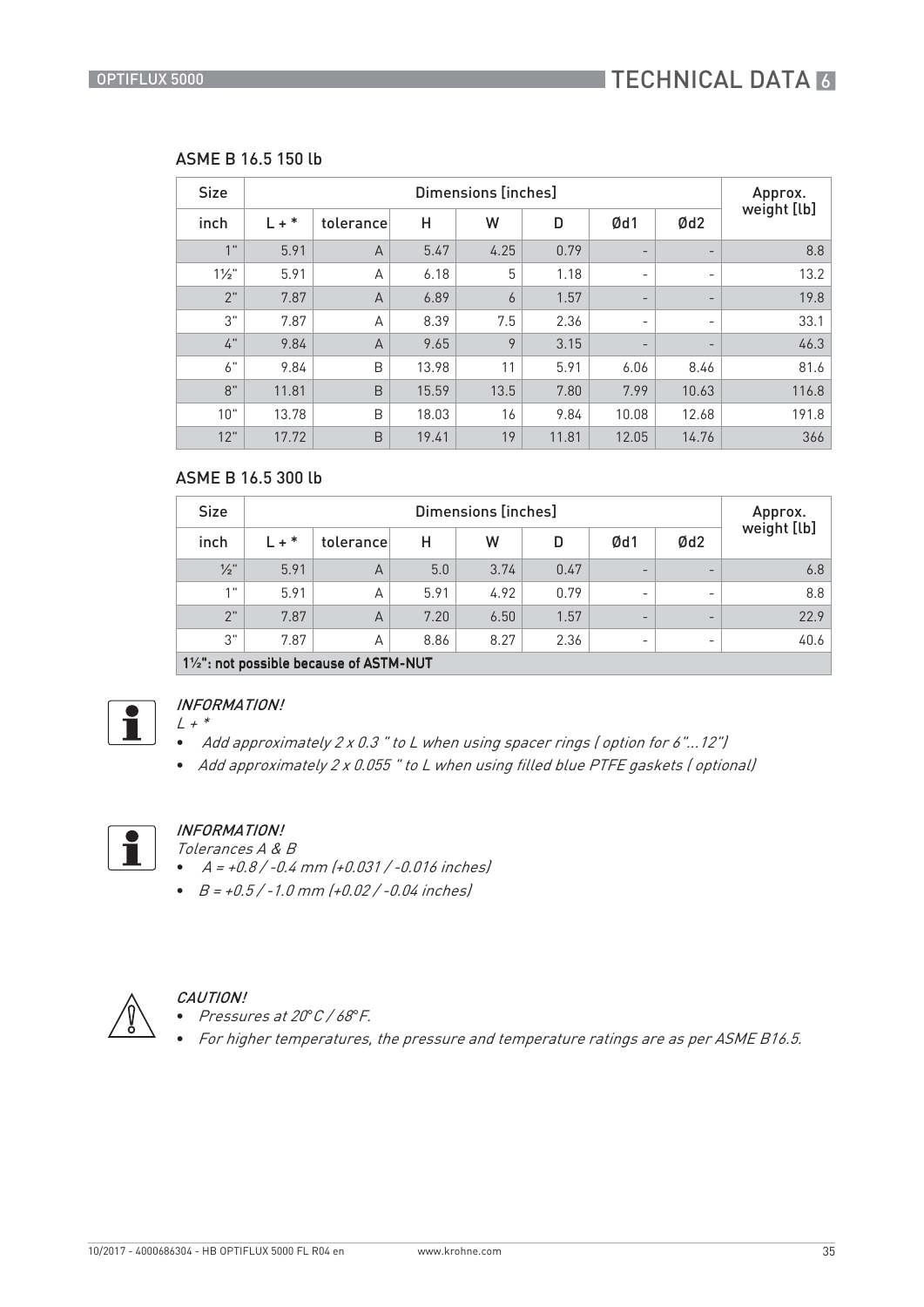### ASME B 16.5 150 lb

| Size | Dimensions [inches] | | | | | | | Approx. weight [lb] |
|---|---|---|---|---|---|---|---|---|
| inch | L + * | tolerance | H | W | D | Ød1 | Ød2 | |
| 1" | 5.91 | A | 5.47 | 4.25 | 0.79 | - | - | 8.8 |
| 1½" | 5.91 | A | 6.18 | 5 | 1.18 | - | - | 13.2 |
| 2" | 7.87 | A | 6.89 | 6 | 1.57 | - | - | 19.8 |
| 3" | 7.87 | A | 8.39 | 7.5 | 2.36 | - | - | 33.1 |
| 4" | 9.84 | A | 9.65 | 9 | 3.15 | - | - | 46.3 |
| 6" | 9.84 | B | 13.98 | 11 | 5.91 | 6.06 | 8.46 | 81.6 |
| 8" | 11.81 | B | 15.59 | 13.5 | 7.80 | 7.99 | 10.63 | 116.8 |
| 10" | 13.78 | B | 18.03 | 16 | 9.84 | 10.08 | 12.68 | 191.8 |
| 12" | 17.72 | B | 19.41 | 19 | 11.81 | 12.05 | 14.76 | 366 |

### ASME B 16.5 300 lb

| Size | Dimensions [inches] | | | | | | | Approx. weight [lb] |
|---|---|---|---|---|---|---|---|---|
| inch | L + * | tolerance | H | W | D | Ød1 | Ød2 | |
| ½" | 5.91 | A | 5.0 | 3.74 | 0.47 | - | - | 6.8 |
| 1" | 5.91 | A | 5.91 | 4.92 | 0.79 | - | - | 8.8 |
| 2" | 7.87 | A | 7.20 | 6.50 | 1.57 | - | - | 22.9 |
| 3" | 7.87 | A | 8.86 | 8.27 | 2.36 | - | - | 40.6 |
| **1½": not possible because of ASTM-NUT** | | | | | | | | |

*INFORMATION!*
*L + \**
- *Add approximately 2 x 0.3 " to L when using spacer rings ( option for 6"...12")*
- *Add approximately 2 x 0.055 " to L when using filled blue PTFE gaskets ( optional)*

*INFORMATION!*
*Tolerances A & B*
- *A = +0.8 / -0.4 mm (+0.031 / -0.016 inches)*
- *B = +0.5 / -1.0 mm (+0.02 / -0.04 inches)*

*CAUTION!*
- *Pressures at 20°C / 68°F.*
- *For higher temperatures, the pressure and temperature ratings are as per ASME B16.5.*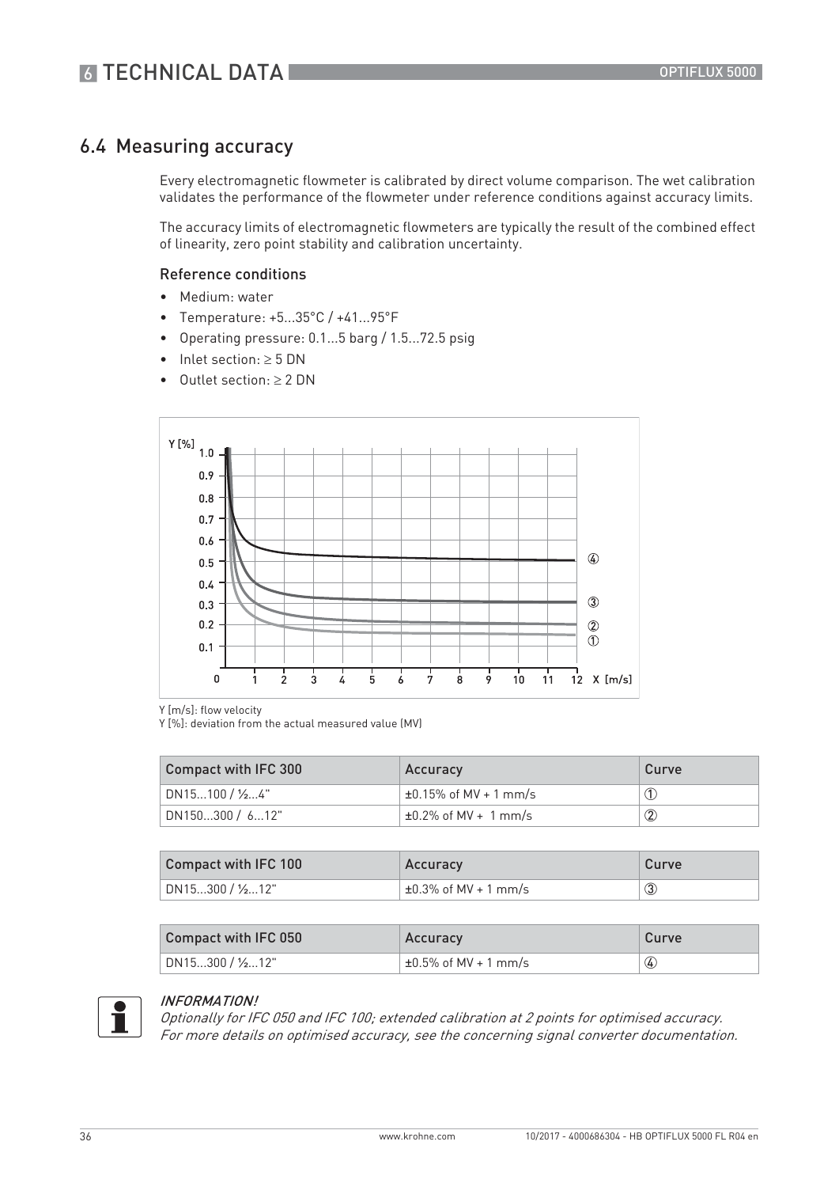## 6.4 Measuring accuracy

Every electromagnetic flowmeter is calibrated by direct volume comparison. The wet calibration validates the performance of the flowmeter under reference conditions against accuracy limits.

The accuracy limits of electromagnetic flowmeters are typically the result of the combined effect of linearity, zero point stability and calibration uncertainty.

### Reference conditions

- Medium: water
- Temperature: +5...35°C / +41...95°F
- Operating pressure: 0.1...5 barg / 1.5...72.5 psig
- Inlet section: ≥ 5 DN
- Outlet section: ≥ 2 DN

Y [m/s]: flow velocity
Y [%]: deviation from the actual measured value (MV)

| Compact with IFC 300 | Accuracy | Curve |
| --- | --- | --- |
| DN15...100 / ½...4" | ±0.15% of MV + 1 mm/s | ① |
| DN150...300 / 6...12" | ±0.2% of MV + 1 mm/s | ② |

| Compact with IFC 100 | Accuracy | Curve |
| --- | --- | --- |
| DN15...300 / ½...12" | ±0.3% of MV + 1 mm/s | ③ |

| Compact with IFC 050 | Accuracy | Curve |
| --- | --- | --- |
| DN15...300 / ½...12" | ±0.5% of MV + 1 mm/s | ④ |

*INFORMATION!*
*Optionally for IFC 050 and IFC 100; extended calibration at 2 points for optimised accuracy. For more details on optimised accuracy, see the concerning signal converter documentation.*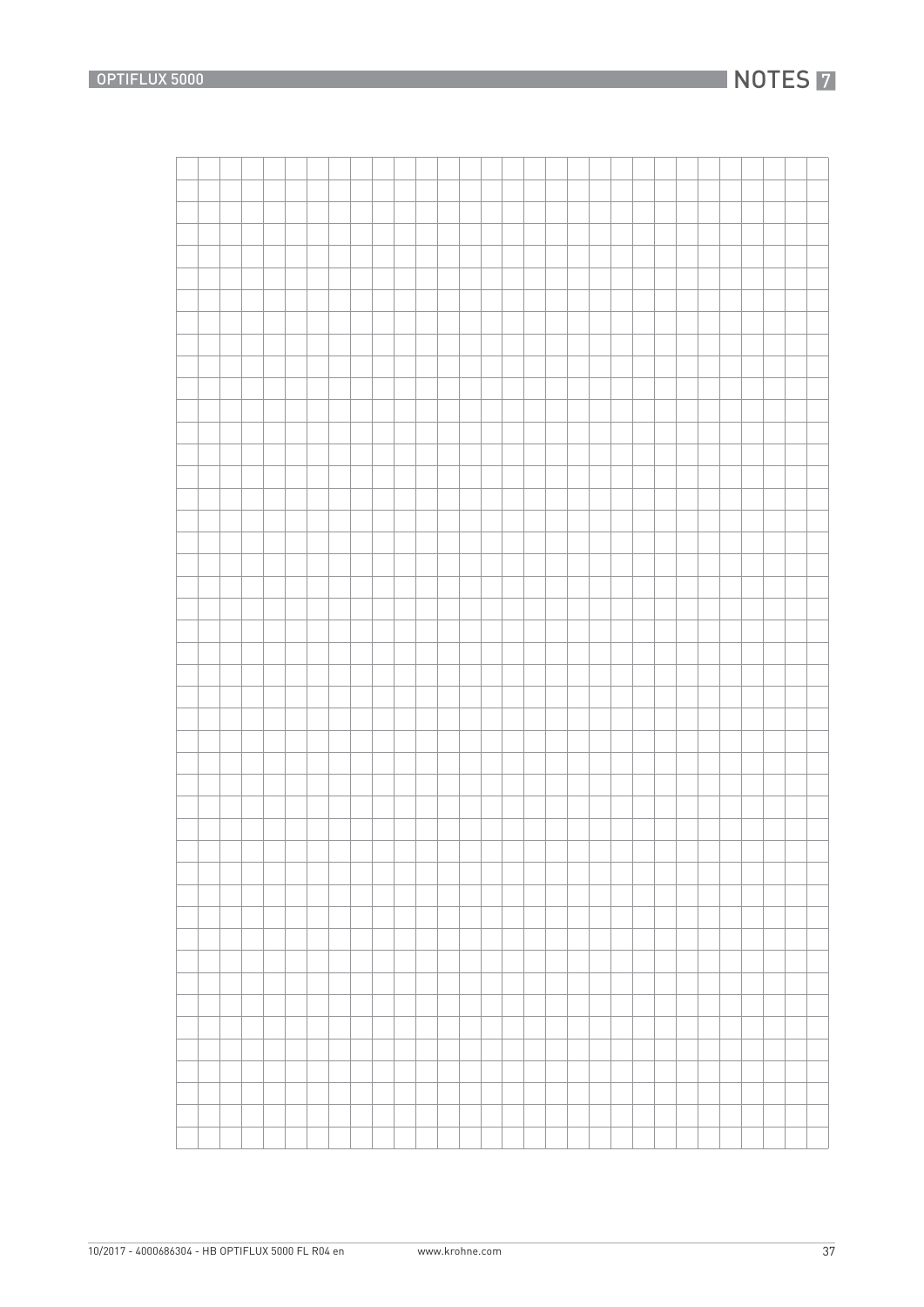# 7 NOTES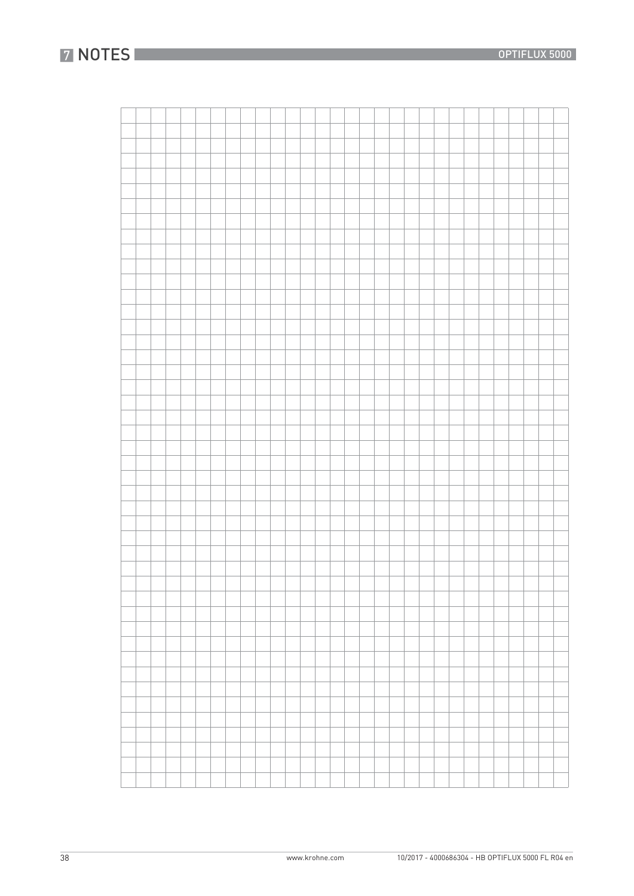# 7 NOTES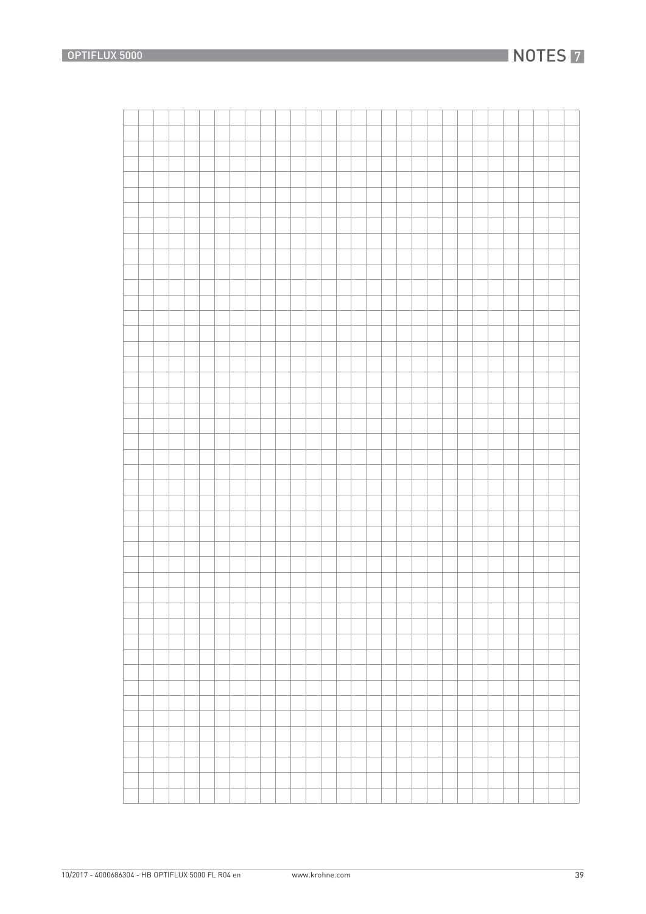# 7 NOTES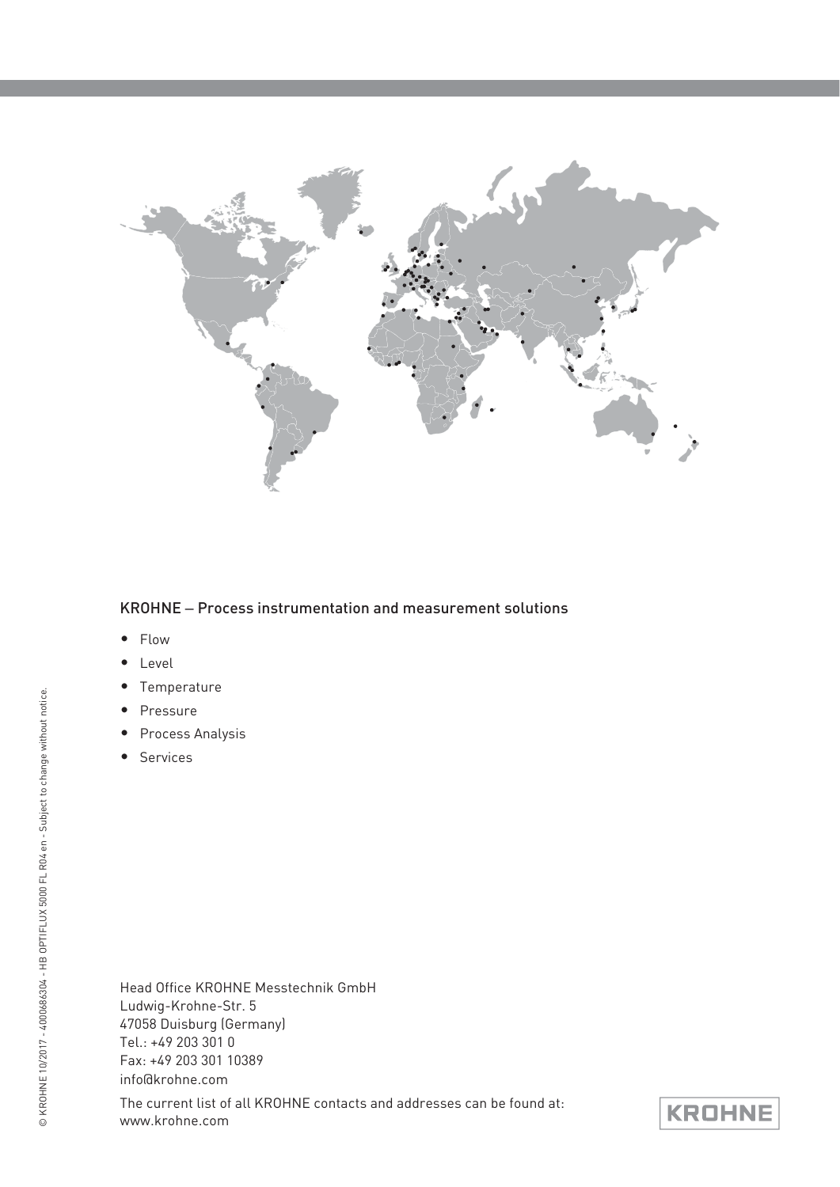## KROHNE – Process instrumentation and measurement solutions

- Flow
- Level
- Temperature
- Pressure
- Process Analysis
- Services

Head Office KROHNE Messtechnik GmbH
Ludwig-Krohne-Str. 5
47058 Duisburg (Germany)
Tel.: +49 203 301 0
Fax: +49 203 301 10389
info@krohne.com

The current list of all KROHNE contacts and addresses can be found at:
www.krohne.com

KROHNE

© KROHNE 10/2017 - 4000686304 - HB OPTIFLUX 5000 FL R04 en - Subject to change without notice.